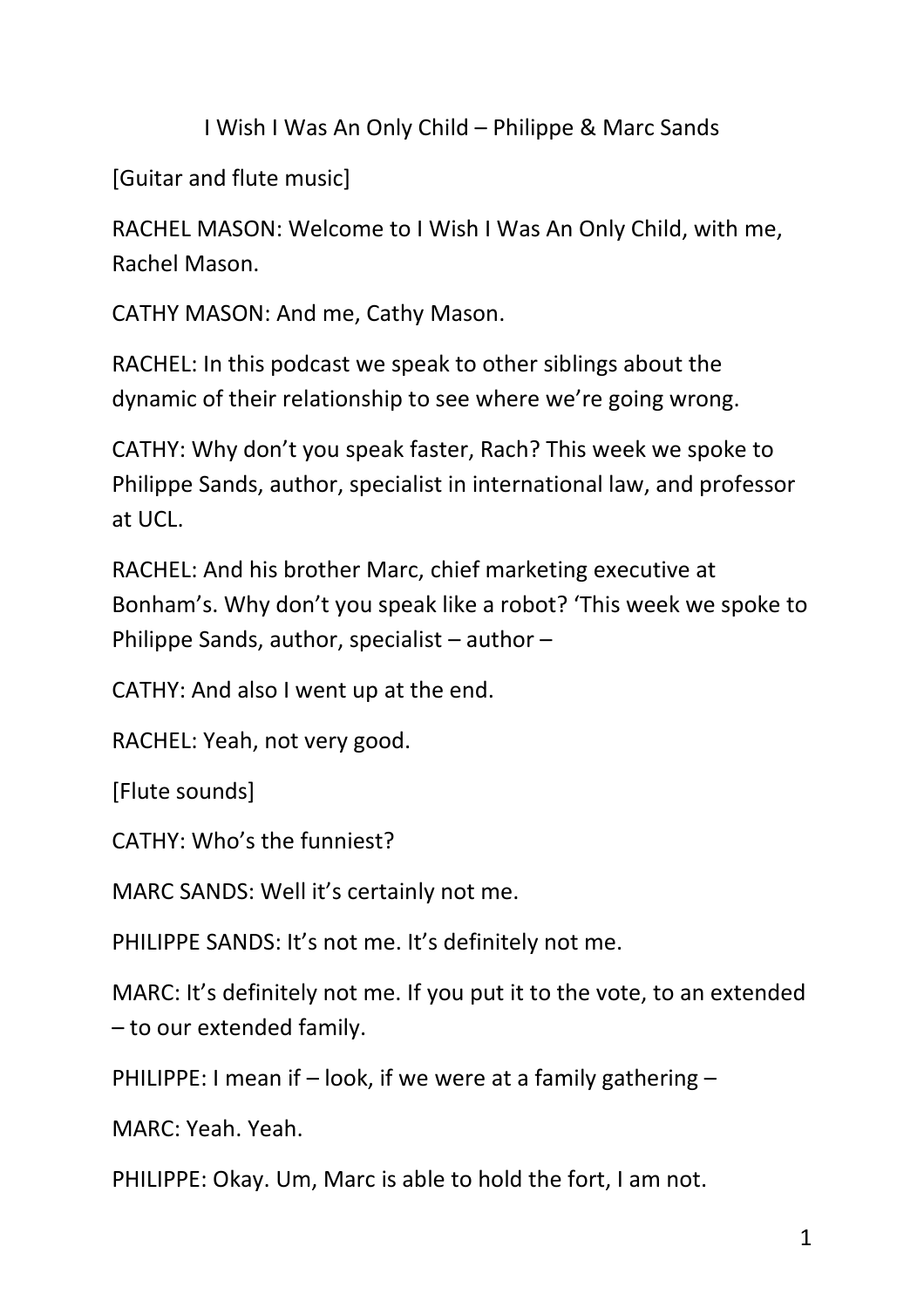# I Wish I Was An Only Child – Philippe & Marc Sands

[Guitar and flute music]

RACHEL MASON: Welcome to I Wish I Was An Only Child, with me, Rachel Mason.

CATHY MASON: And me, Cathy Mason.

RACHEL: In this podcast we speak to other siblings about the dynamic of their relationship to see where we're going wrong.

CATHY: Why don't you speak faster, Rach? This week we spoke to Philippe Sands, author, specialist in international law, and professor at UCL.

RACHEL: And his brother Marc, chief marketing executive at Bonham's. Why don't you speak like a robot? 'This week we spoke to Philippe Sands, author, specialist – author –

CATHY: And also I went up at the end.

RACHEL: Yeah, not very good.

[Flute sounds]

CATHY: Who's the funniest?

MARC SANDS: Well it's certainly not me.

PHILIPPE SANDS: It's not me. It's definitely not me.

MARC: It's definitely not me. If you put it to the vote, to an extended – to our extended family.

PHILIPPE: I mean if – look, if we were at a family gathering –

MARC: Yeah. Yeah.

PHILIPPE: Okay. Um, Marc is able to hold the fort, I am not.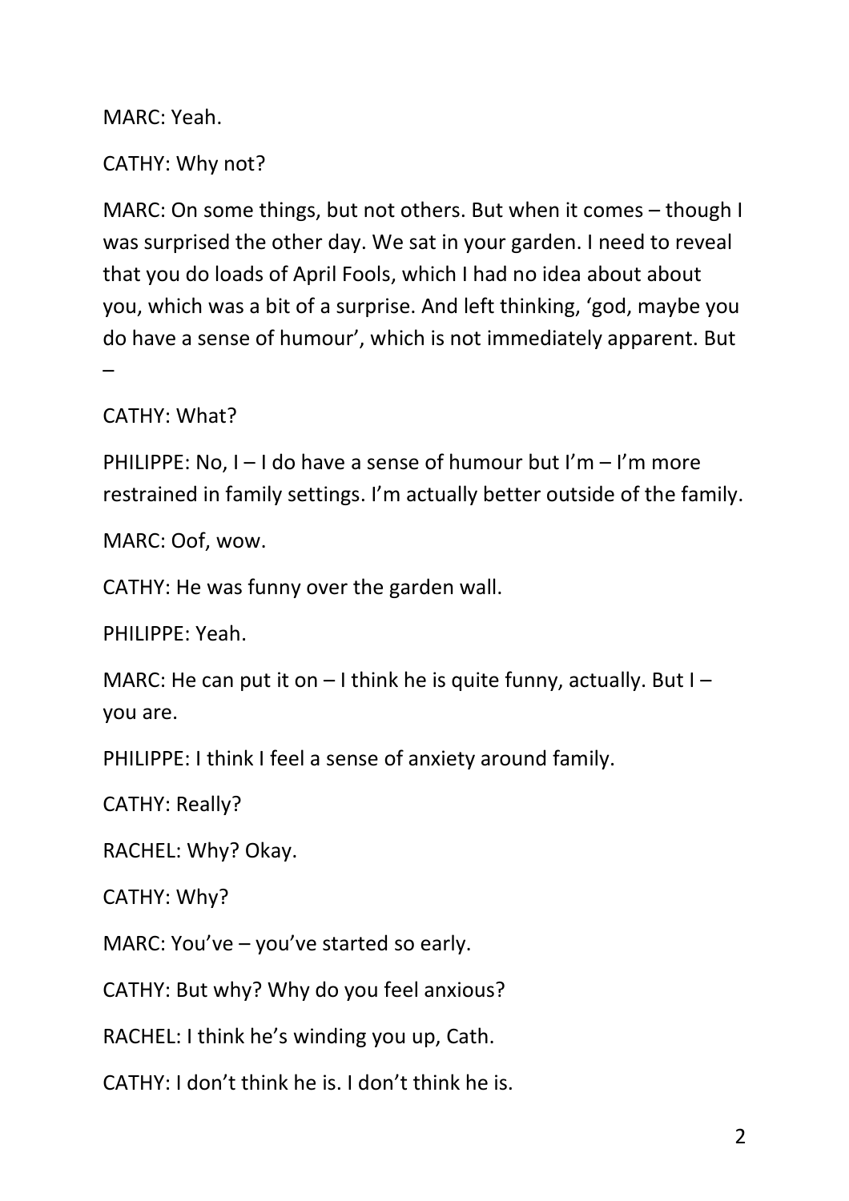MARC: Yeah.

CATHY: Why not?

MARC: On some things, but not others. But when it comes – though I was surprised the other day. We sat in your garden. I need to reveal that you do loads of April Fools, which I had no idea about about you, which was a bit of a surprise. And left thinking, 'god, maybe you do have a sense of humour', which is not immediately apparent. But –

CATHY: What?

PHILIPPE: No, I – I do have a sense of humour but I'm – I'm more restrained in family settings. I'm actually better outside of the family.

MARC: Oof, wow.

CATHY: He was funny over the garden wall.

PHILIPPE: Yeah.

MARC: He can put it on – I think he is quite funny, actually. But I – you are.

PHILIPPE: I think I feel a sense of anxiety around family.

CATHY: Really?

RACHEL: Why? Okay.

CATHY: Why?

MARC: You've – you've started so early.

CATHY: But why? Why do you feel anxious?

RACHEL: I think he's winding you up, Cath.

CATHY: I don't think he is. I don't think he is.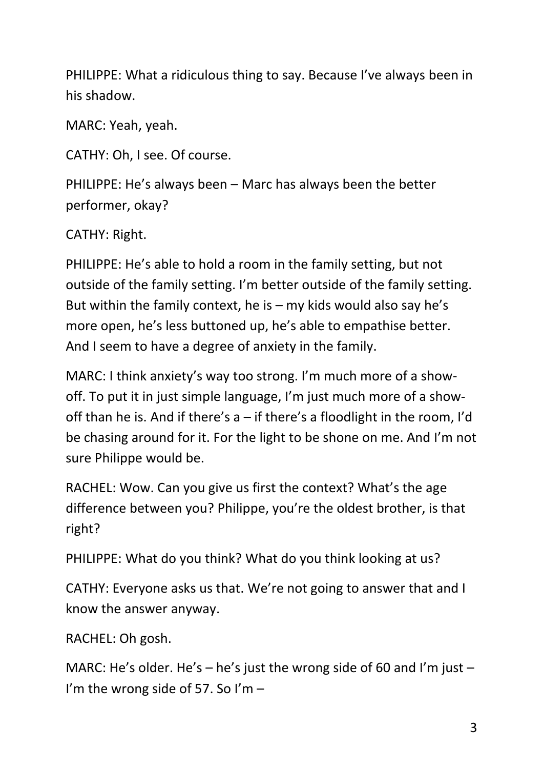PHILIPPE: What a ridiculous thing to say. Because I've always been in his shadow.

MARC: Yeah, yeah.

CATHY: Oh, I see. Of course.

PHILIPPE: He's always been – Marc has always been the better performer, okay?

CATHY: Right.

PHILIPPE: He's able to hold a room in the family setting, but not outside of the family setting. I'm better outside of the family setting. But within the family context, he is – my kids would also say he's more open, he's less buttoned up, he's able to empathise better. And I seem to have a degree of anxiety in the family.

MARC: I think anxiety's way too strong. I'm much more of a show-off. To put it in just simple language, I'm just much more of a show-off than he is. And if there's a – if there's a floodlight in the room, I'd be chasing around for it. For the light to be shone on me. And I'm not sure Philippe would be.

RACHEL: Wow. Can you give us first the context? What's the age difference between you? Philippe, you're the oldest brother, is that right?

PHILIPPE: What do you think? What do you think looking at us?

CATHY: Everyone asks us that. We're not going to answer that and I know the answer anyway.

RACHEL: Oh gosh.

MARC: He's older. He's – he's just the wrong side of 60 and I'm just – I'm the wrong side of 57. So I'm –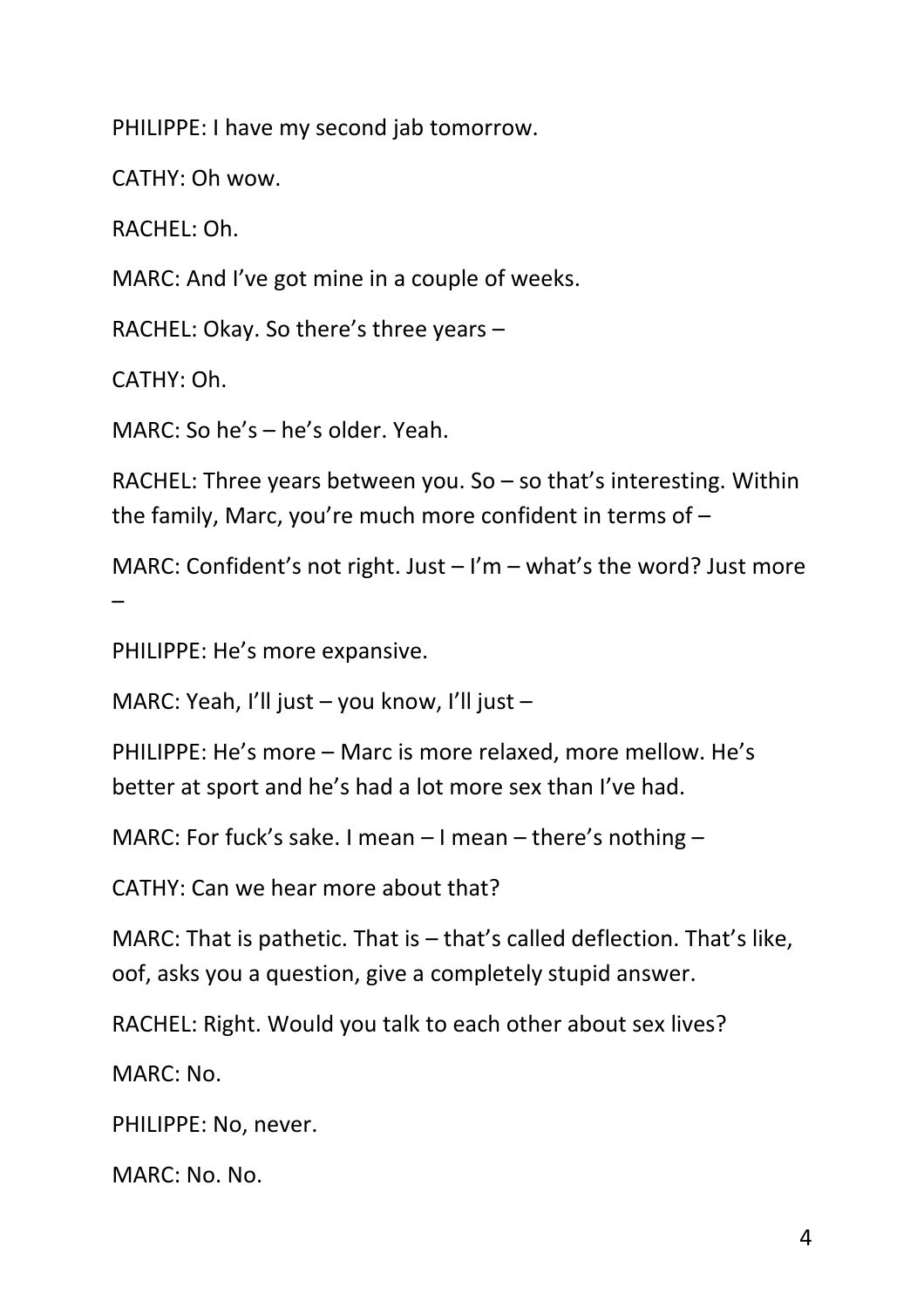PHILIPPE: I have my second jab tomorrow.

CATHY: Oh wow.

RACHEL: Oh.

MARC: And I've got mine in a couple of weeks.

RACHEL: Okay. So there's three years –

CATHY: Oh.

MARC: So he's – he's older. Yeah.

RACHEL: Three years between you. So – so that's interesting. Within the family, Marc, you're much more confident in terms of –

MARC: Confident's not right. Just – I'm – what's the word? Just more –

PHILIPPE: He's more expansive.

MARC: Yeah, I'll just – you know, I'll just –

PHILIPPE: He's more – Marc is more relaxed, more mellow. He's better at sport and he's had a lot more sex than I've had.

MARC: For fuck's sake. I mean – I mean – there's nothing –

CATHY: Can we hear more about that?

MARC: That is pathetic. That is – that's called deflection. That's like, oof, asks you a question, give a completely stupid answer.

RACHEL: Right. Would you talk to each other about sex lives?

MARC: No.

PHILIPPE: No, never.

MARC: No. No.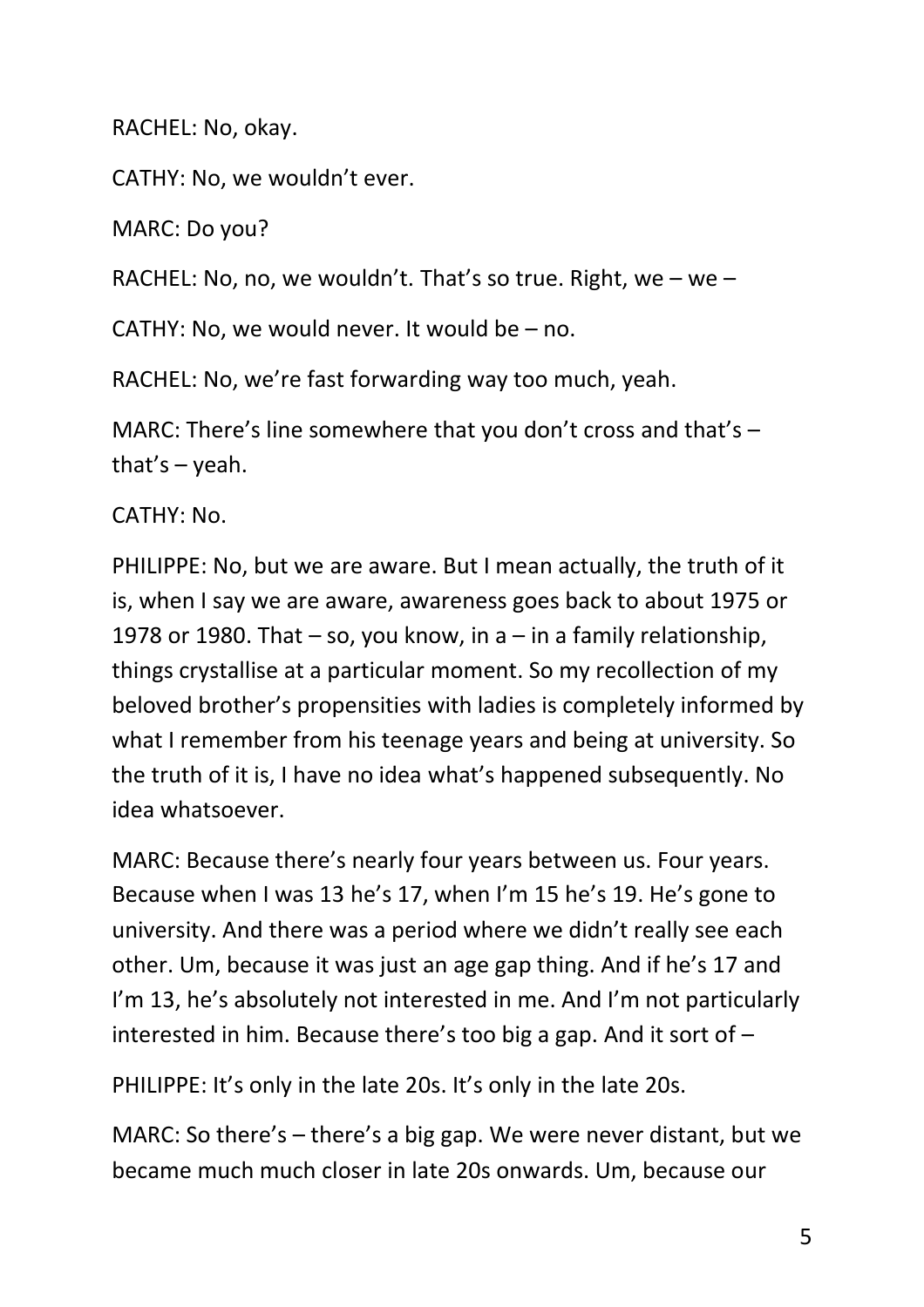RACHEL: No, okay.

CATHY: No, we wouldn't ever.

MARC: Do you?

RACHEL: No, no, we wouldn't. That's so true. Right, we – we –

CATHY: No, we would never. It would be – no.

RACHEL: No, we're fast forwarding way too much, yeah.

MARC: There's line somewhere that you don't cross and that's – that's – yeah.

CATHY: No.

PHILIPPE: No, but we are aware. But I mean actually, the truth of it is, when I say we are aware, awareness goes back to about 1975 or 1978 or 1980. That – so, you know, in a – in a family relationship, things crystallise at a particular moment. So my recollection of my beloved brother's propensities with ladies is completely informed by what I remember from his teenage years and being at university. So the truth of it is, I have no idea what's happened subsequently. No idea whatsoever.

MARC: Because there's nearly four years between us. Four years. Because when I was 13 he's 17, when I'm 15 he's 19. He's gone to university. And there was a period where we didn't really see each other. Um, because it was just an age gap thing. And if he's 17 and I'm 13, he's absolutely not interested in me. And I'm not particularly interested in him. Because there's too big a gap. And it sort of –

PHILIPPE: It's only in the late 20s. It's only in the late 20s.

MARC: So there's – there's a big gap. We were never distant, but we became much much closer in late 20s onwards. Um, because our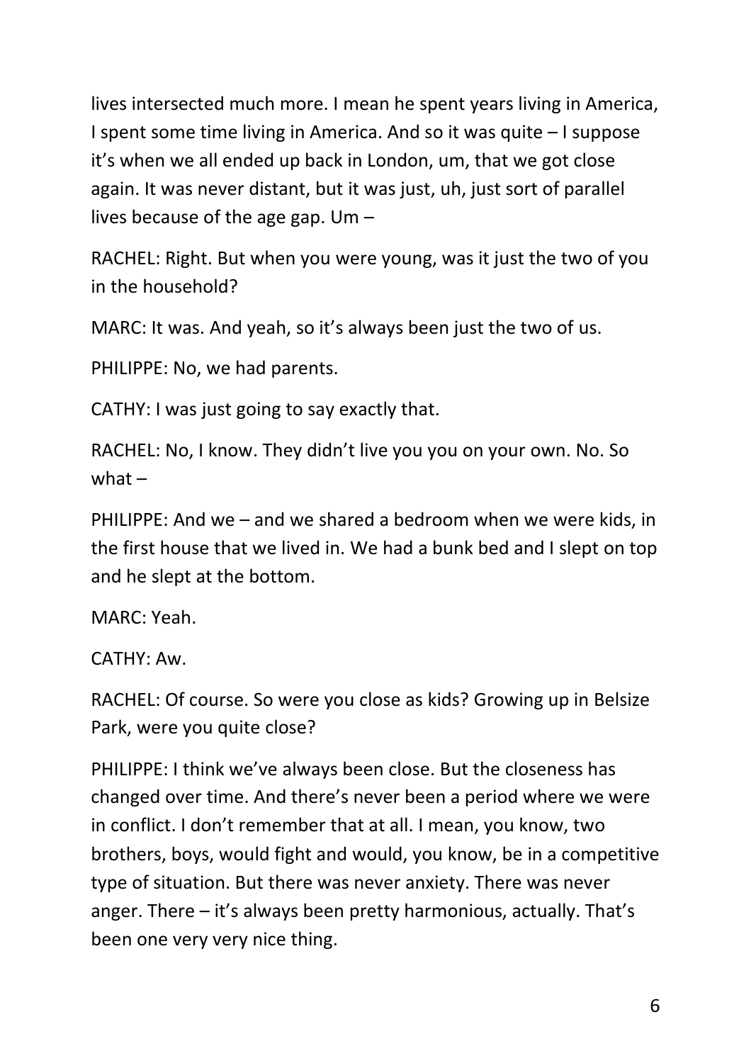lives intersected much more. I mean he spent years living in America, I spent some time living in America. And so it was quite – I suppose it's when we all ended up back in London, um, that we got close again. It was never distant, but it was just, uh, just sort of parallel lives because of the age gap. Um –

RACHEL: Right. But when you were young, was it just the two of you in the household?

MARC: It was. And yeah, so it's always been just the two of us.

PHILIPPE: No, we had parents.

CATHY: I was just going to say exactly that.

RACHEL: No, I know. They didn't live you you on your own. No. So what –

PHILIPPE: And we – and we shared a bedroom when we were kids, in the first house that we lived in. We had a bunk bed and I slept on top and he slept at the bottom.

MARC: Yeah.

CATHY: Aw.

RACHEL: Of course. So were you close as kids? Growing up in Belsize Park, were you quite close?

PHILIPPE: I think we've always been close. But the closeness has changed over time. And there's never been a period where we were in conflict. I don't remember that at all. I mean, you know, two brothers, boys, would fight and would, you know, be in a competitive type of situation. But there was never anxiety. There was never anger. There – it's always been pretty harmonious, actually. That's been one very very nice thing.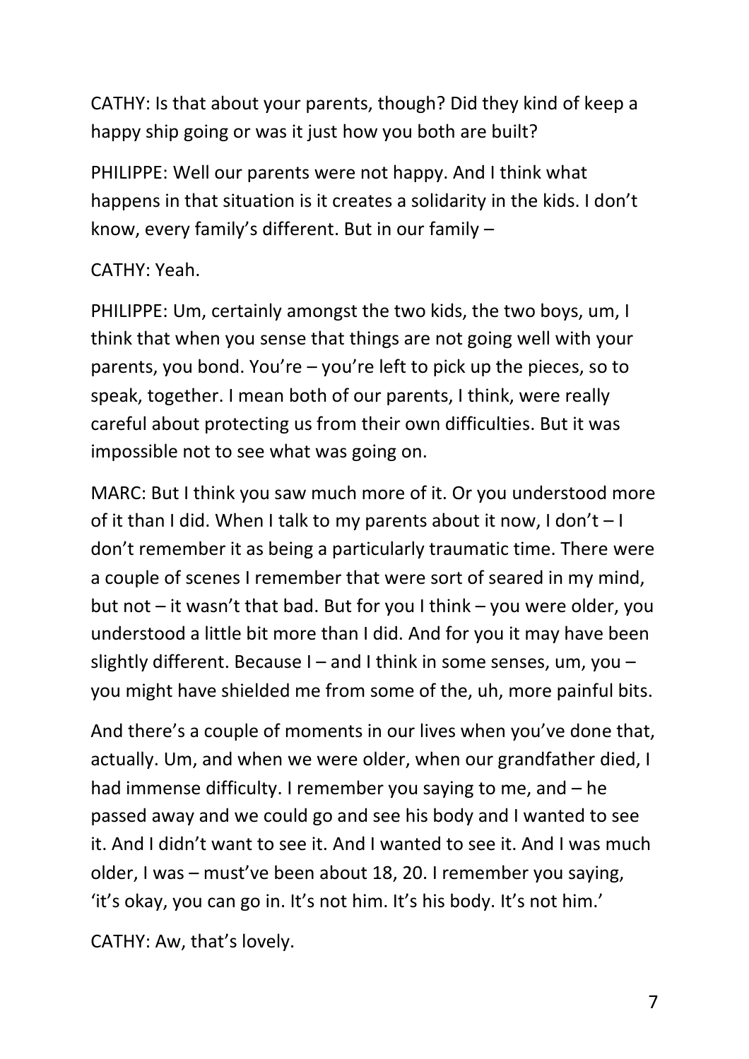CATHY: Is that about your parents, though? Did they kind of keep a happy ship going or was it just how you both are built?

PHILIPPE: Well our parents were not happy. And I think what happens in that situation is it creates a solidarity in the kids. I don't know, every family's different. But in our family –

CATHY: Yeah.

PHILIPPE: Um, certainly amongst the two kids, the two boys, um, I think that when you sense that things are not going well with your parents, you bond. You're – you're left to pick up the pieces, so to speak, together. I mean both of our parents, I think, were really careful about protecting us from their own difficulties. But it was impossible not to see what was going on.

MARC: But I think you saw much more of it. Or you understood more of it than I did. When I talk to my parents about it now, I don't – I don't remember it as being a particularly traumatic time. There were a couple of scenes I remember that were sort of seared in my mind, but not – it wasn't that bad. But for you I think – you were older, you understood a little bit more than I did. And for you it may have been slightly different. Because I – and I think in some senses, um, you – you might have shielded me from some of the, uh, more painful bits.

And there's a couple of moments in our lives when you've done that, actually. Um, and when we were older, when our grandfather died, I had immense difficulty. I remember you saying to me, and – he passed away and we could go and see his body and I wanted to see it. And I didn't want to see it. And I wanted to see it. And I was much older, I was – must've been about 18, 20. I remember you saying, 'it's okay, you can go in. It's not him. It's his body. It's not him.'

CATHY: Aw, that's lovely.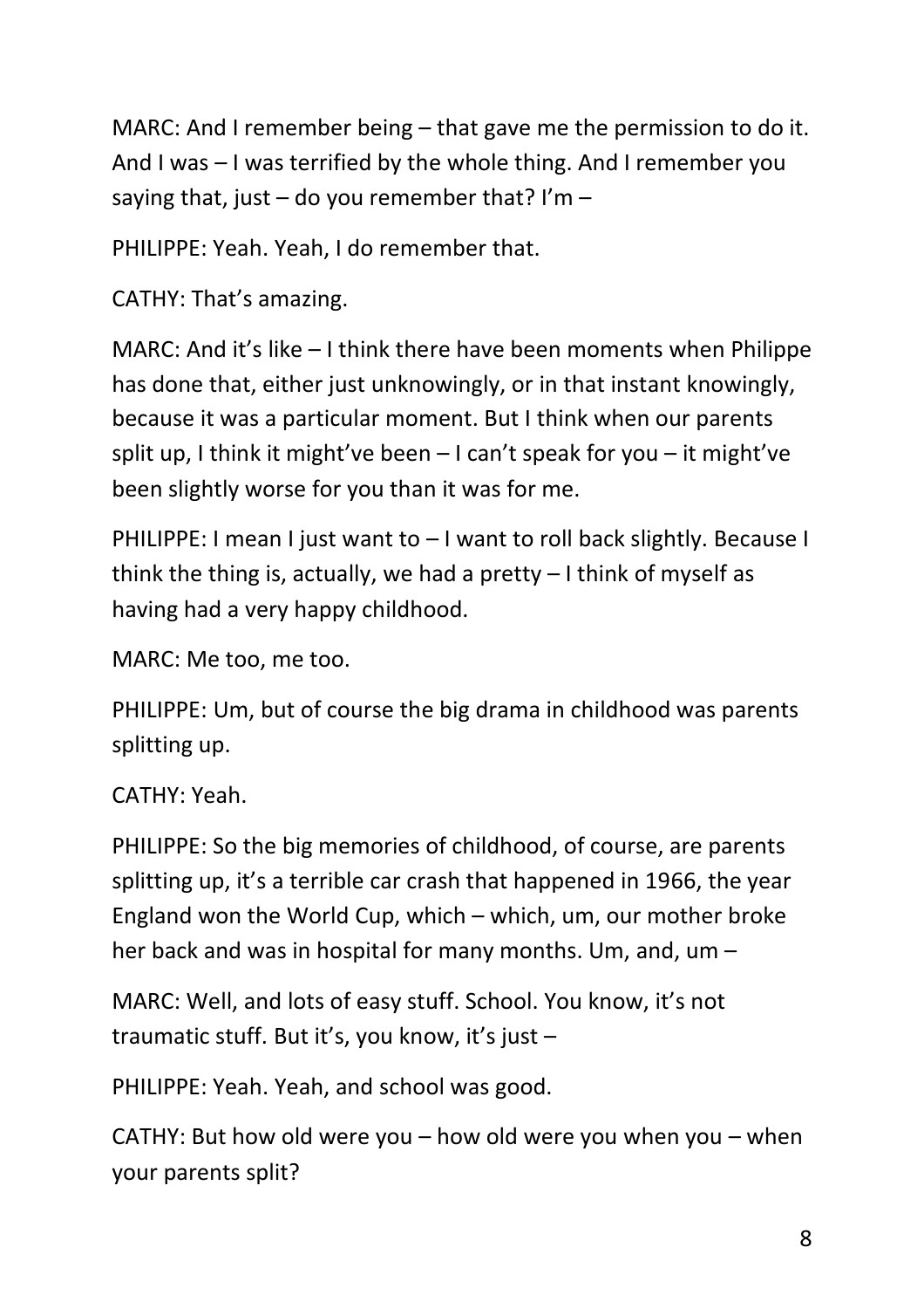MARC: And I remember being – that gave me the permission to do it. And I was – I was terrified by the whole thing. And I remember you saying that, just – do you remember that? I'm –

PHILIPPE: Yeah. Yeah, I do remember that.

CATHY: That's amazing.

MARC: And it's like – I think there have been moments when Philippe has done that, either just unknowingly, or in that instant knowingly, because it was a particular moment. But I think when our parents split up, I think it might've been – I can't speak for you – it might've been slightly worse for you than it was for me.

PHILIPPE: I mean I just want to – I want to roll back slightly. Because I think the thing is, actually, we had a pretty – I think of myself as having had a very happy childhood.

MARC: Me too, me too.

PHILIPPE: Um, but of course the big drama in childhood was parents splitting up.

CATHY: Yeah.

PHILIPPE: So the big memories of childhood, of course, are parents splitting up, it's a terrible car crash that happened in 1966, the year England won the World Cup, which – which, um, our mother broke her back and was in hospital for many months. Um, and, um –

MARC: Well, and lots of easy stuff. School. You know, it's not traumatic stuff. But it's, you know, it's just –

PHILIPPE: Yeah. Yeah, and school was good.

CATHY: But how old were you – how old were you when you – when your parents split?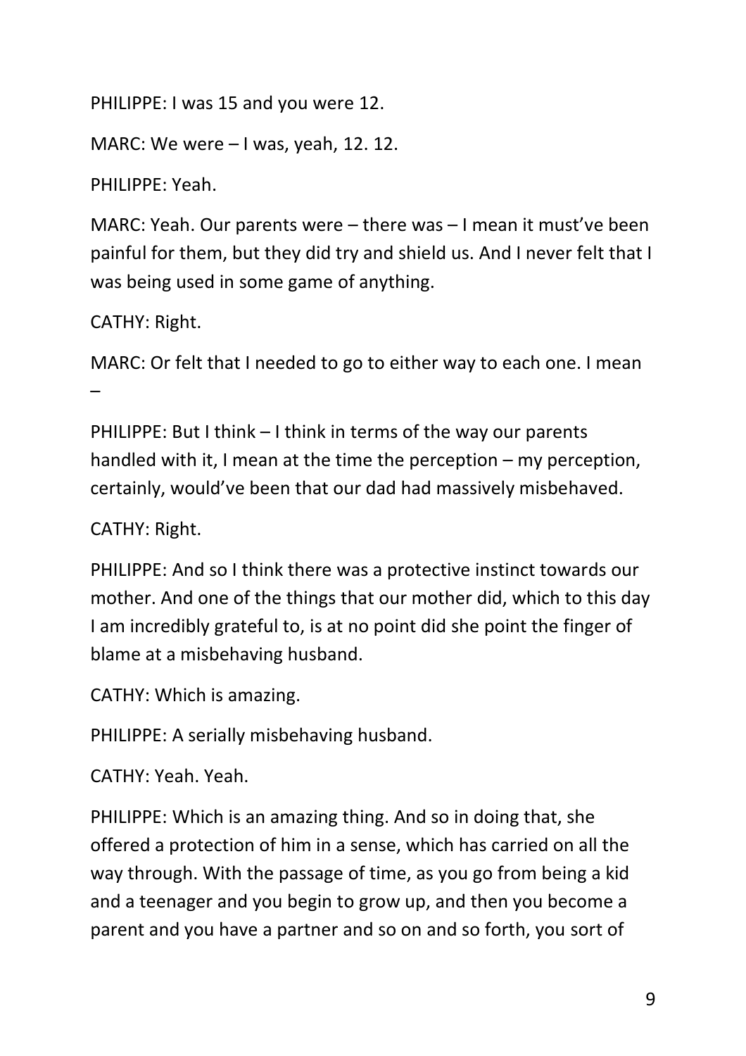PHILIPPE: I was 15 and you were 12.

MARC: We were – I was, yeah, 12. 12.

PHILIPPE: Yeah.

MARC: Yeah. Our parents were – there was – I mean it must've been painful for them, but they did try and shield us. And I never felt that I was being used in some game of anything.

CATHY: Right.

MARC: Or felt that I needed to go to either way to each one. I mean –

PHILIPPE: But I think – I think in terms of the way our parents handled with it, I mean at the time the perception – my perception, certainly, would've been that our dad had massively misbehaved.

CATHY: Right.

PHILIPPE: And so I think there was a protective instinct towards our mother. And one of the things that our mother did, which to this day I am incredibly grateful to, is at no point did she point the finger of blame at a misbehaving husband.

CATHY: Which is amazing.

PHILIPPE: A serially misbehaving husband.

CATHY: Yeah. Yeah.

PHILIPPE: Which is an amazing thing. And so in doing that, she offered a protection of him in a sense, which has carried on all the way through. With the passage of time, as you go from being a kid and a teenager and you begin to grow up, and then you become a parent and you have a partner and so on and so forth, you sort of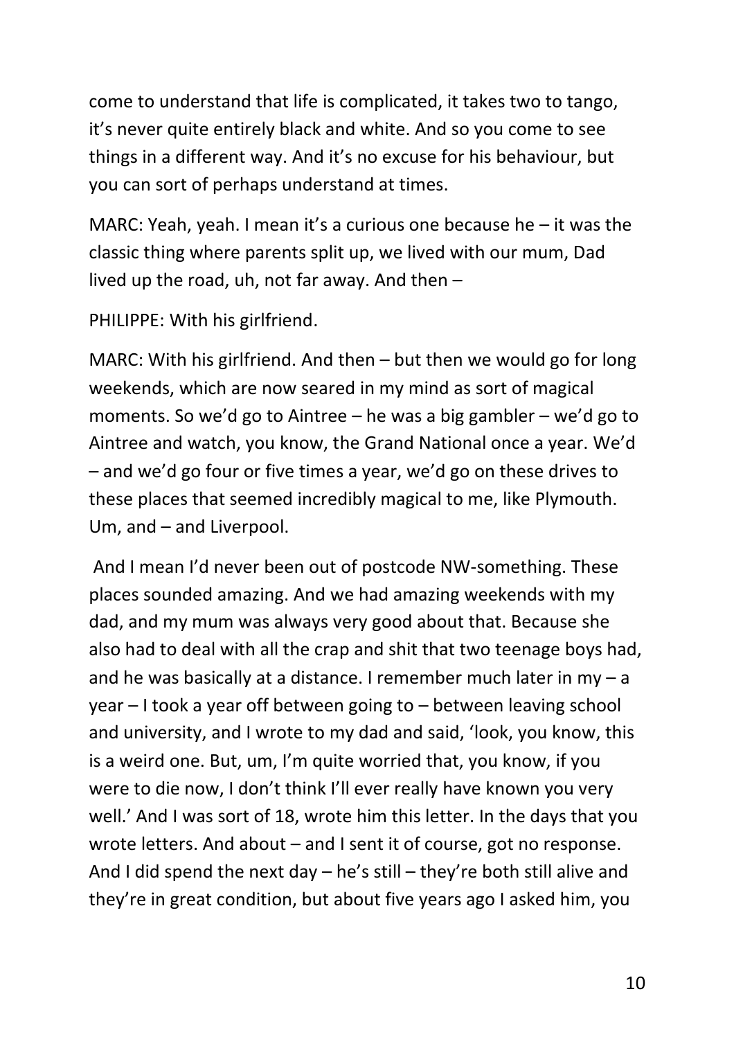come to understand that life is complicated, it takes two to tango, it's never quite entirely black and white. And so you come to see things in a different way. And it's no excuse for his behaviour, but you can sort of perhaps understand at times.

MARC: Yeah, yeah. I mean it's a curious one because he – it was the classic thing where parents split up, we lived with our mum, Dad lived up the road, uh, not far away. And then –

PHILIPPE: With his girlfriend.

MARC: With his girlfriend. And then – but then we would go for long weekends, which are now seared in my mind as sort of magical moments. So we'd go to Aintree – he was a big gambler – we'd go to Aintree and watch, you know, the Grand National once a year. We'd – and we'd go four or five times a year, we'd go on these drives to these places that seemed incredibly magical to me, like Plymouth. Um, and – and Liverpool.

And I mean I'd never been out of postcode NW-something. These places sounded amazing. And we had amazing weekends with my dad, and my mum was always very good about that. Because she also had to deal with all the crap and shit that two teenage boys had, and he was basically at a distance. I remember much later in my – a year – I took a year off between going to – between leaving school and university, and I wrote to my dad and said, 'look, you know, this is a weird one. But, um, I'm quite worried that, you know, if you were to die now, I don't think I'll ever really have known you very well.' And I was sort of 18, wrote him this letter. In the days that you wrote letters. And about – and I sent it of course, got no response. And I did spend the next day – he's still – they're both still alive and they're in great condition, but about five years ago I asked him, you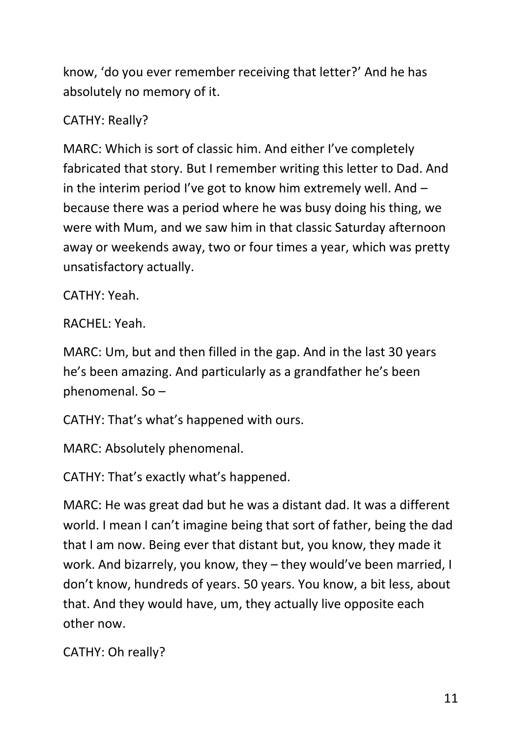know, 'do you ever remember receiving that letter?' And he has absolutely no memory of it.

CATHY: Really?

MARC: Which is sort of classic him. And either I've completely fabricated that story. But I remember writing this letter to Dad. And in the interim period I've got to know him extremely well. And – because there was a period where he was busy doing his thing, we were with Mum, and we saw him in that classic Saturday afternoon away or weekends away, two or four times a year, which was pretty unsatisfactory actually.

CATHY: Yeah.

RACHEL: Yeah.

MARC: Um, but and then filled in the gap. And in the last 30 years he's been amazing. And particularly as a grandfather he's been phenomenal. So –

CATHY: That's what's happened with ours.

MARC: Absolutely phenomenal.

CATHY: That's exactly what's happened.

MARC: He was great dad but he was a distant dad. It was a different world. I mean I can't imagine being that sort of father, being the dad that I am now. Being ever that distant but, you know, they made it work. And bizarrely, you know, they – they would've been married, I don't know, hundreds of years. 50 years. You know, a bit less, about that. And they would have, um, they actually live opposite each other now.

CATHY: Oh really?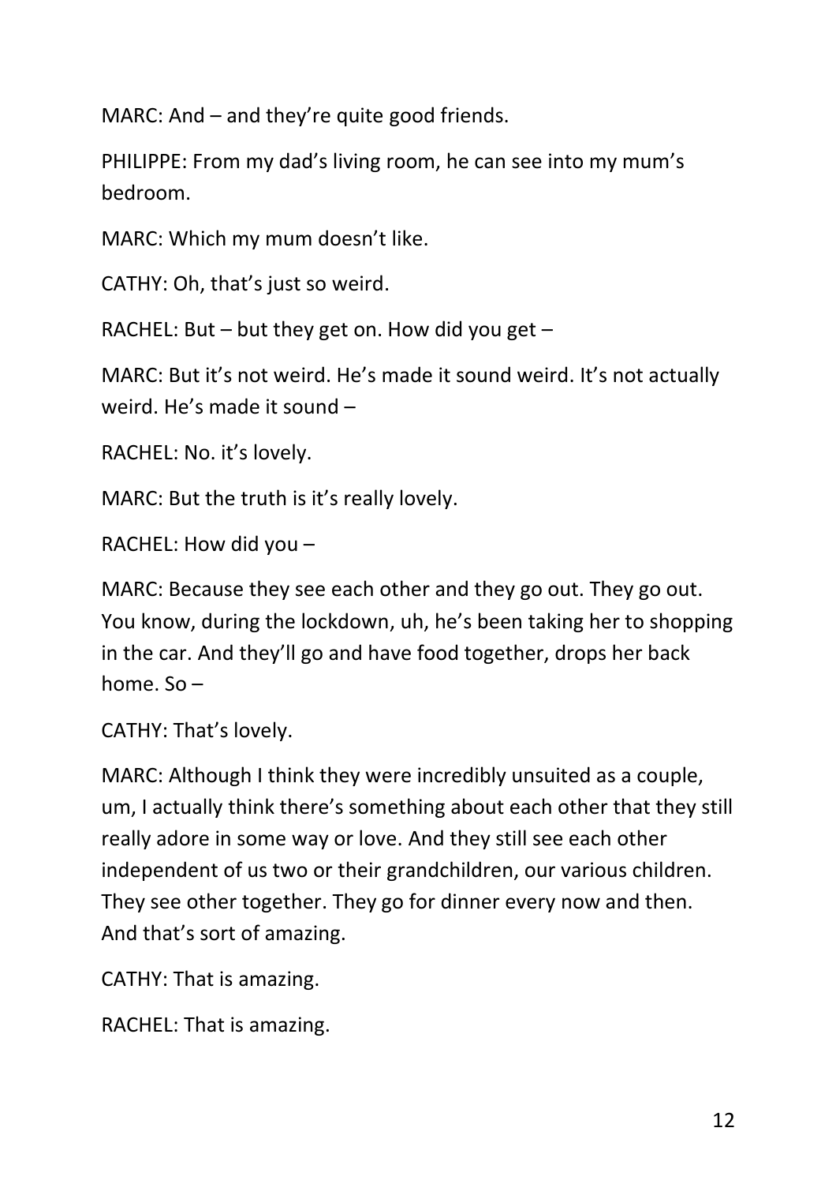MARC: And – and they're quite good friends.

PHILIPPE: From my dad's living room, he can see into my mum's bedroom.

MARC: Which my mum doesn't like.

CATHY: Oh, that's just so weird.

RACHEL: But – but they get on. How did you get –

MARC: But it's not weird. He's made it sound weird. It's not actually weird. He's made it sound –

RACHEL: No. it's lovely.

MARC: But the truth is it's really lovely.

RACHEL: How did you –

MARC: Because they see each other and they go out. They go out. You know, during the lockdown, uh, he's been taking her to shopping in the car. And they'll go and have food together, drops her back home. So –

CATHY: That's lovely.

MARC: Although I think they were incredibly unsuited as a couple, um, I actually think there's something about each other that they still really adore in some way or love. And they still see each other independent of us two or their grandchildren, our various children. They see other together. They go for dinner every now and then. And that's sort of amazing.

CATHY: That is amazing.

RACHEL: That is amazing.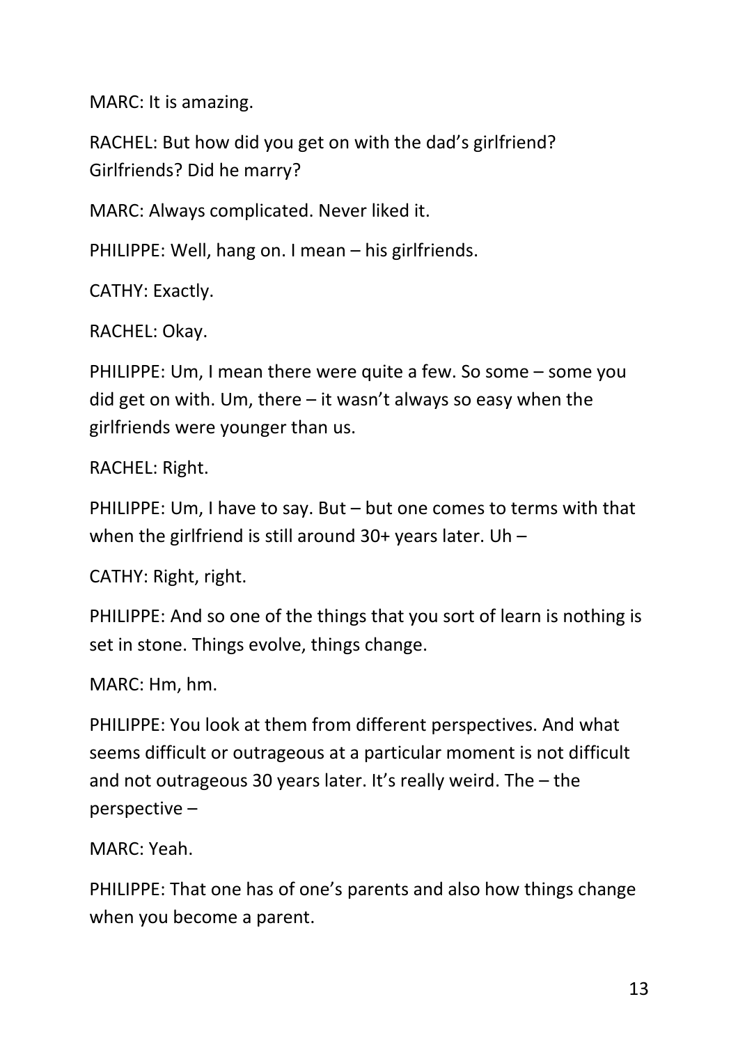MARC: It is amazing.

RACHEL: But how did you get on with the dad's girlfriend? Girlfriends? Did he marry?

MARC: Always complicated. Never liked it.

PHILIPPE: Well, hang on. I mean – his girlfriends.

CATHY: Exactly.

RACHEL: Okay.

PHILIPPE: Um, I mean there were quite a few. So some – some you did get on with. Um, there – it wasn't always so easy when the girlfriends were younger than us.

RACHEL: Right.

PHILIPPE: Um, I have to say. But – but one comes to terms with that when the girlfriend is still around 30+ years later. Uh –

CATHY: Right, right.

PHILIPPE: And so one of the things that you sort of learn is nothing is set in stone. Things evolve, things change.

MARC: Hm, hm.

PHILIPPE: You look at them from different perspectives. And what seems difficult or outrageous at a particular moment is not difficult and not outrageous 30 years later. It's really weird. The – the perspective –

MARC: Yeah.

PHILIPPE: That one has of one's parents and also how things change when you become a parent.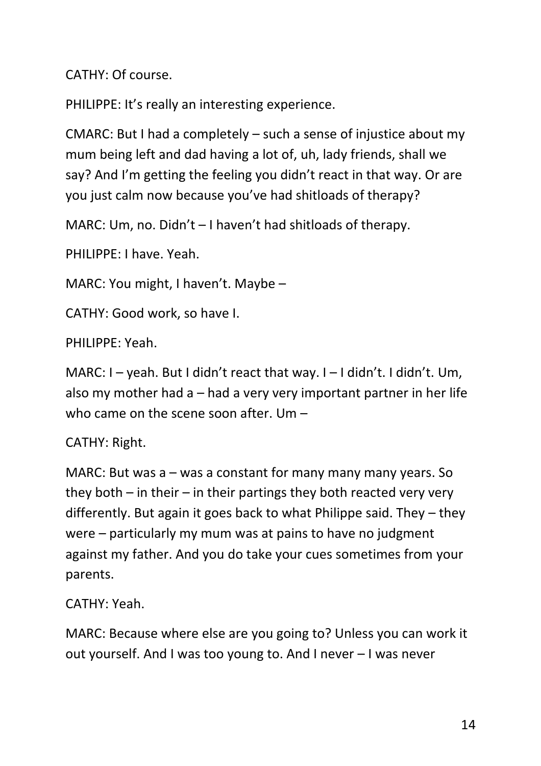CATHY: Of course.

PHILIPPE: It's really an interesting experience.

CMARC: But I had a completely – such a sense of injustice about my mum being left and dad having a lot of, uh, lady friends, shall we say? And I'm getting the feeling you didn't react in that way. Or are you just calm now because you've had shitloads of therapy?

MARC: Um, no. Didn't – I haven't had shitloads of therapy.

PHILIPPE: I have. Yeah.

MARC: You might, I haven't. Maybe –

CATHY: Good work, so have I.

PHILIPPE: Yeah.

MARC: I – yeah. But I didn't react that way. I – I didn't. I didn't. Um, also my mother had a – had a very very important partner in her life who came on the scene soon after. Um –

CATHY: Right.

MARC: But was a – was a constant for many many many years. So they both – in their – in their partings they both reacted very very differently. But again it goes back to what Philippe said. They – they were – particularly my mum was at pains to have no judgment against my father. And you do take your cues sometimes from your parents.

CATHY: Yeah.

MARC: Because where else are you going to? Unless you can work it out yourself. And I was too young to. And I never – I was never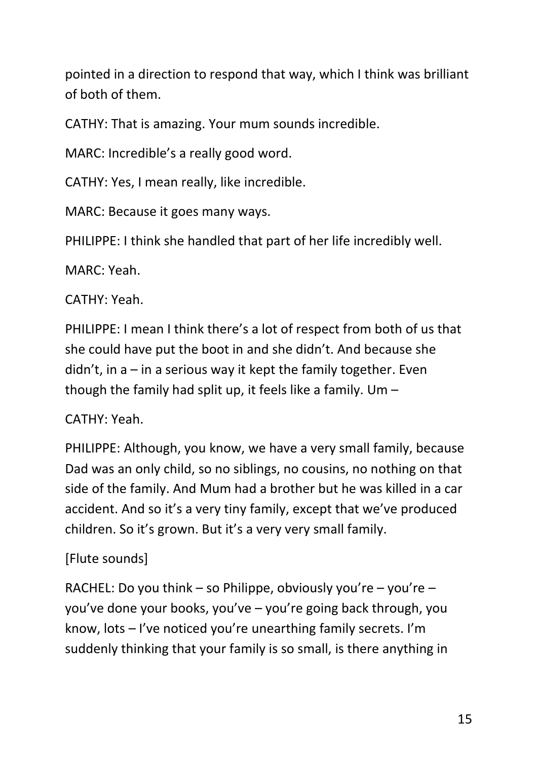pointed in a direction to respond that way, which I think was brilliant of both of them.

CATHY: That is amazing. Your mum sounds incredible.

MARC: Incredible's a really good word.

CATHY: Yes, I mean really, like incredible.

MARC: Because it goes many ways.

PHILIPPE: I think she handled that part of her life incredibly well.

MARC: Yeah.

CATHY: Yeah.

PHILIPPE: I mean I think there's a lot of respect from both of us that she could have put the boot in and she didn't. And because she didn't, in a – in a serious way it kept the family together. Even though the family had split up, it feels like a family. Um –

CATHY: Yeah.

PHILIPPE: Although, you know, we have a very small family, because Dad was an only child, so no siblings, no cousins, no nothing on that side of the family. And Mum had a brother but he was killed in a car accident. And so it's a very tiny family, except that we've produced children. So it's grown. But it's a very very small family.

[Flute sounds]

RACHEL: Do you think – so Philippe, obviously you're – you're – you've done your books, you've – you're going back through, you know, lots – I've noticed you're unearthing family secrets. I'm suddenly thinking that your family is so small, is there anything in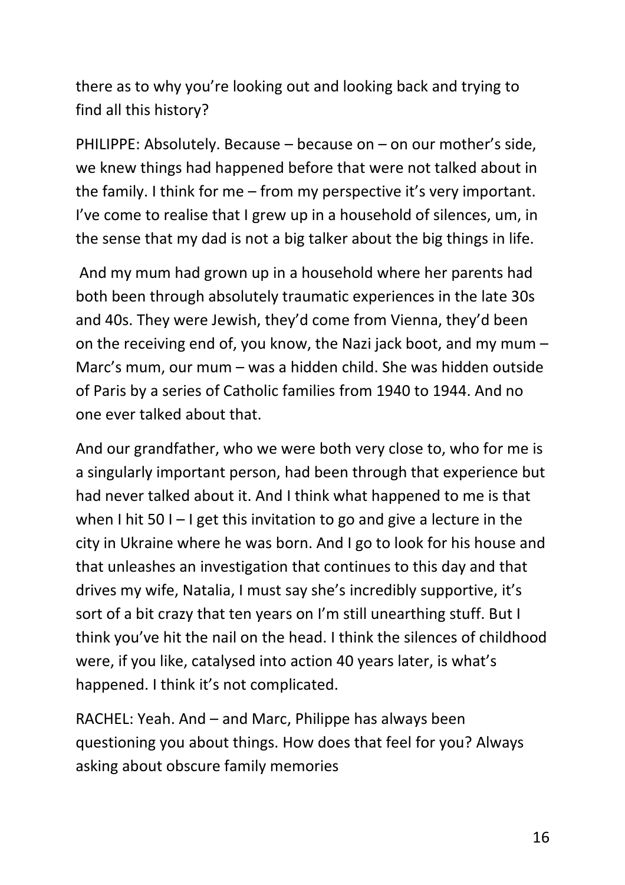there as to why you're looking out and looking back and trying to find all this history?

PHILIPPE: Absolutely. Because – because on – on our mother's side, we knew things had happened before that were not talked about in the family. I think for me – from my perspective it's very important. I've come to realise that I grew up in a household of silences, um, in the sense that my dad is not a big talker about the big things in life.

And my mum had grown up in a household where her parents had both been through absolutely traumatic experiences in the late 30s and 40s. They were Jewish, they'd come from Vienna, they'd been on the receiving end of, you know, the Nazi jack boot, and my mum – Marc's mum, our mum – was a hidden child. She was hidden outside of Paris by a series of Catholic families from 1940 to 1944. And no one ever talked about that.

And our grandfather, who we were both very close to, who for me is a singularly important person, had been through that experience but had never talked about it. And I think what happened to me is that when I hit 50 I – I get this invitation to go and give a lecture in the city in Ukraine where he was born. And I go to look for his house and that unleashes an investigation that continues to this day and that drives my wife, Natalia, I must say she's incredibly supportive, it's sort of a bit crazy that ten years on I'm still unearthing stuff. But I think you've hit the nail on the head. I think the silences of childhood were, if you like, catalysed into action 40 years later, is what's happened. I think it's not complicated.

RACHEL: Yeah. And – and Marc, Philippe has always been questioning you about things. How does that feel for you? Always asking about obscure family memories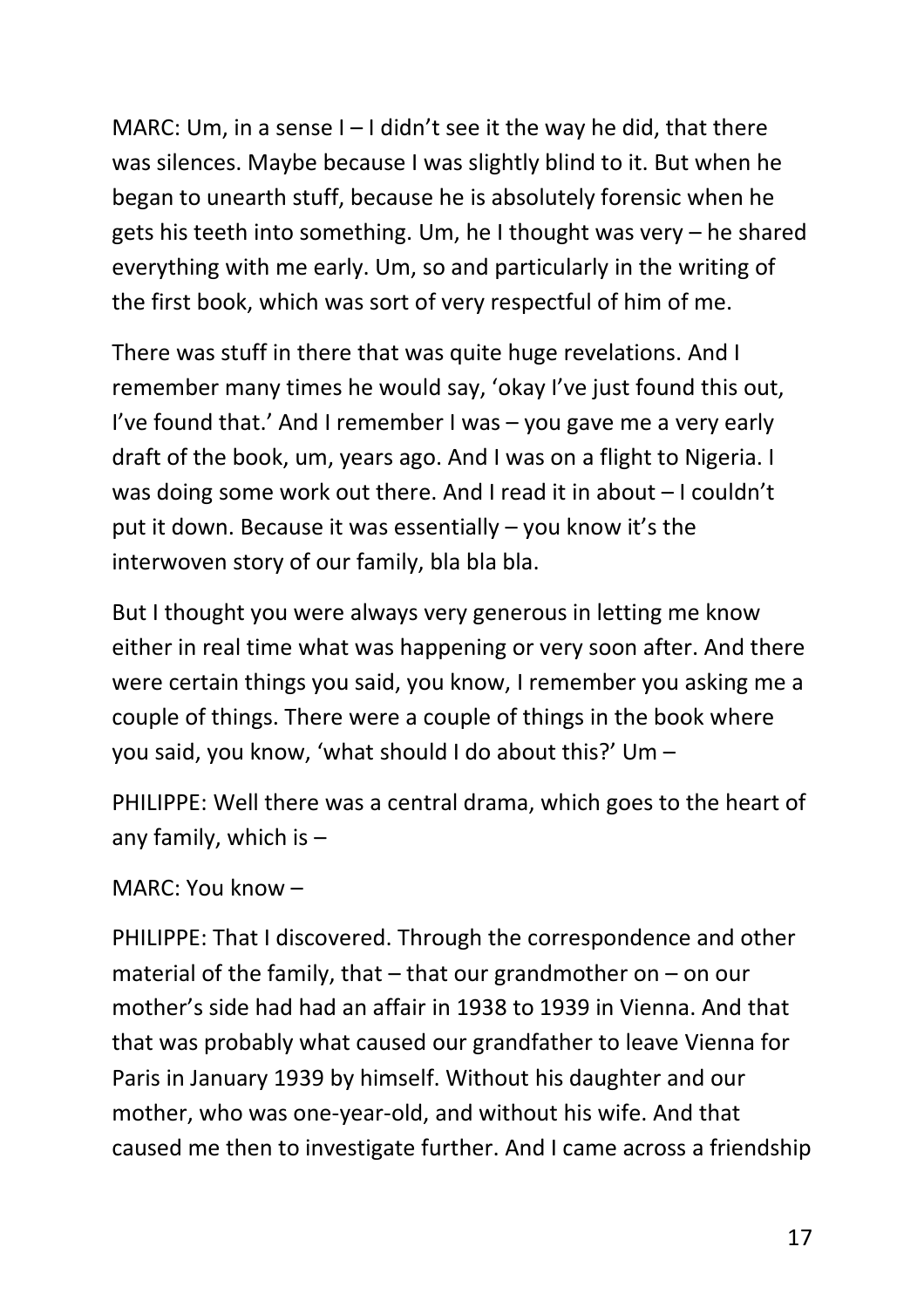MARC: Um, in a sense I – I didn't see it the way he did, that there was silences. Maybe because I was slightly blind to it. But when he began to unearth stuff, because he is absolutely forensic when he gets his teeth into something. Um, he I thought was very – he shared everything with me early. Um, so and particularly in the writing of the first book, which was sort of very respectful of him of me.

There was stuff in there that was quite huge revelations. And I remember many times he would say, 'okay I've just found this out, I've found that.' And I remember I was – you gave me a very early draft of the book, um, years ago. And I was on a flight to Nigeria. I was doing some work out there. And I read it in about – I couldn't put it down. Because it was essentially – you know it's the interwoven story of our family, bla bla bla.

But I thought you were always very generous in letting me know either in real time what was happening or very soon after. And there were certain things you said, you know, I remember you asking me a couple of things. There were a couple of things in the book where you said, you know, 'what should I do about this?' Um –

PHILIPPE: Well there was a central drama, which goes to the heart of any family, which is –

MARC: You know –

PHILIPPE: That I discovered. Through the correspondence and other material of the family, that – that our grandmother on – on our mother's side had had an affair in 1938 to 1939 in Vienna. And that that was probably what caused our grandfather to leave Vienna for Paris in January 1939 by himself. Without his daughter and our mother, who was one-year-old, and without his wife. And that caused me then to investigate further. And I came across a friendship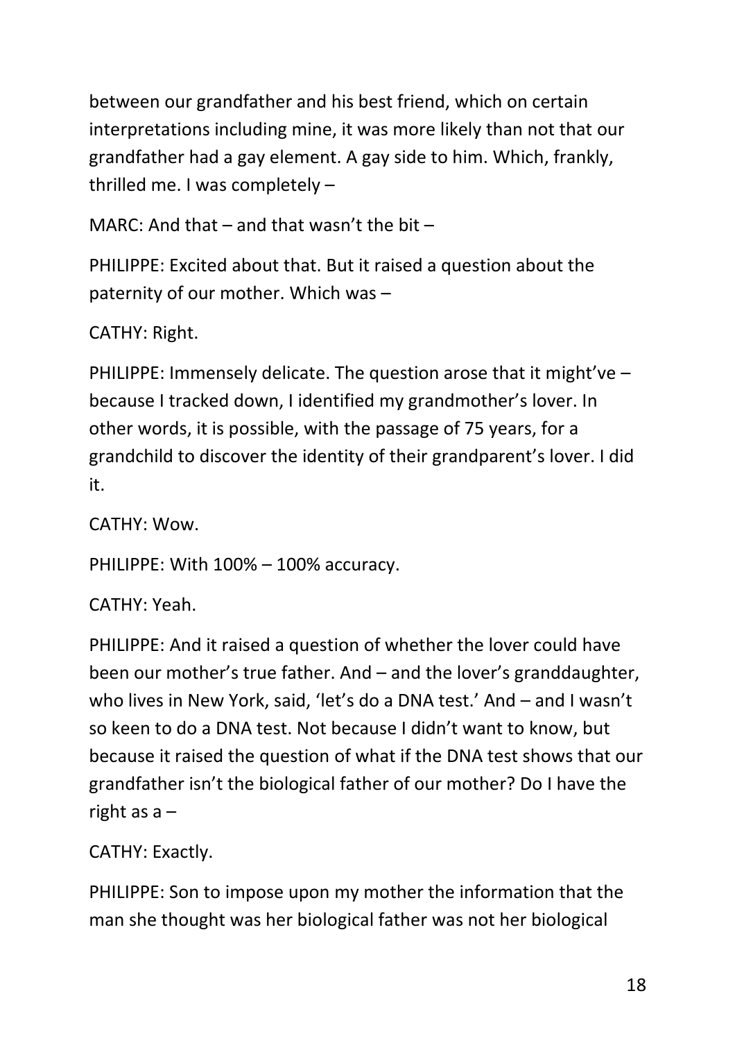between our grandfather and his best friend, which on certain interpretations including mine, it was more likely than not that our grandfather had a gay element. A gay side to him. Which, frankly, thrilled me. I was completely –

MARC: And that – and that wasn't the bit –

PHILIPPE: Excited about that. But it raised a question about the paternity of our mother. Which was –

CATHY: Right.

PHILIPPE: Immensely delicate. The question arose that it might've – because I tracked down, I identified my grandmother's lover. In other words, it is possible, with the passage of 75 years, for a grandchild to discover the identity of their grandparent's lover. I did it.

CATHY: Wow.

PHILIPPE: With 100% – 100% accuracy.

CATHY: Yeah.

PHILIPPE: And it raised a question of whether the lover could have been our mother's true father. And – and the lover's granddaughter, who lives in New York, said, 'let's do a DNA test.' And – and I wasn't so keen to do a DNA test. Not because I didn't want to know, but because it raised the question of what if the DNA test shows that our grandfather isn't the biological father of our mother? Do I have the right as a –

CATHY: Exactly.

PHILIPPE: Son to impose upon my mother the information that the man she thought was her biological father was not her biological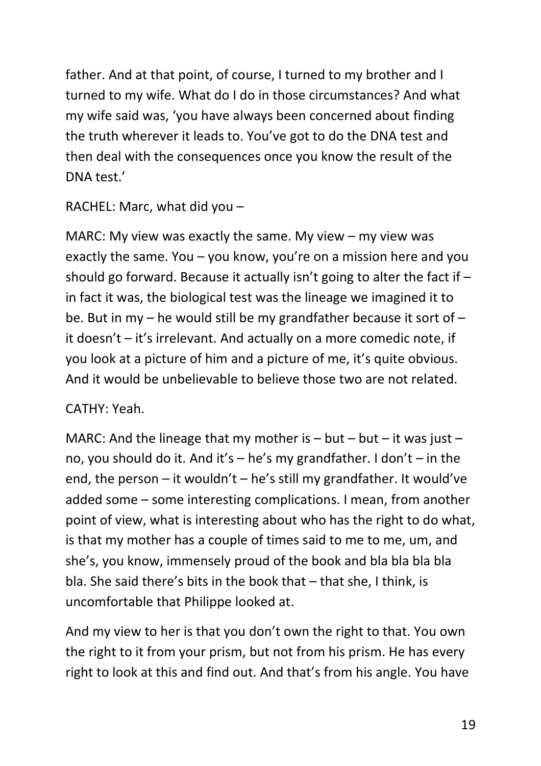father. And at that point, of course, I turned to my brother and I turned to my wife. What do I do in those circumstances? And what my wife said was, 'you have always been concerned about finding the truth wherever it leads to. You've got to do the DNA test and then deal with the consequences once you know the result of the DNA test.'

RACHEL: Marc, what did you –

MARC: My view was exactly the same. My view – my view was exactly the same. You – you know, you're on a mission here and you should go forward. Because it actually isn't going to alter the fact if – in fact it was, the biological test was the lineage we imagined it to be. But in my – he would still be my grandfather because it sort of – it doesn't – it's irrelevant. And actually on a more comedic note, if you look at a picture of him and a picture of me, it's quite obvious. And it would be unbelievable to believe those two are not related.

CATHY: Yeah.

MARC: And the lineage that my mother is – but – but – it was just – no, you should do it. And it's – he's my grandfather. I don't – in the end, the person – it wouldn't – he's still my grandfather. It would've added some – some interesting complications. I mean, from another point of view, what is interesting about who has the right to do what, is that my mother has a couple of times said to me to me, um, and she's, you know, immensely proud of the book and bla bla bla bla bla. She said there's bits in the book that – that she, I think, is uncomfortable that Philippe looked at.

And my view to her is that you don't own the right to that. You own the right to it from your prism, but not from his prism. He has every right to look at this and find out. And that's from his angle. You have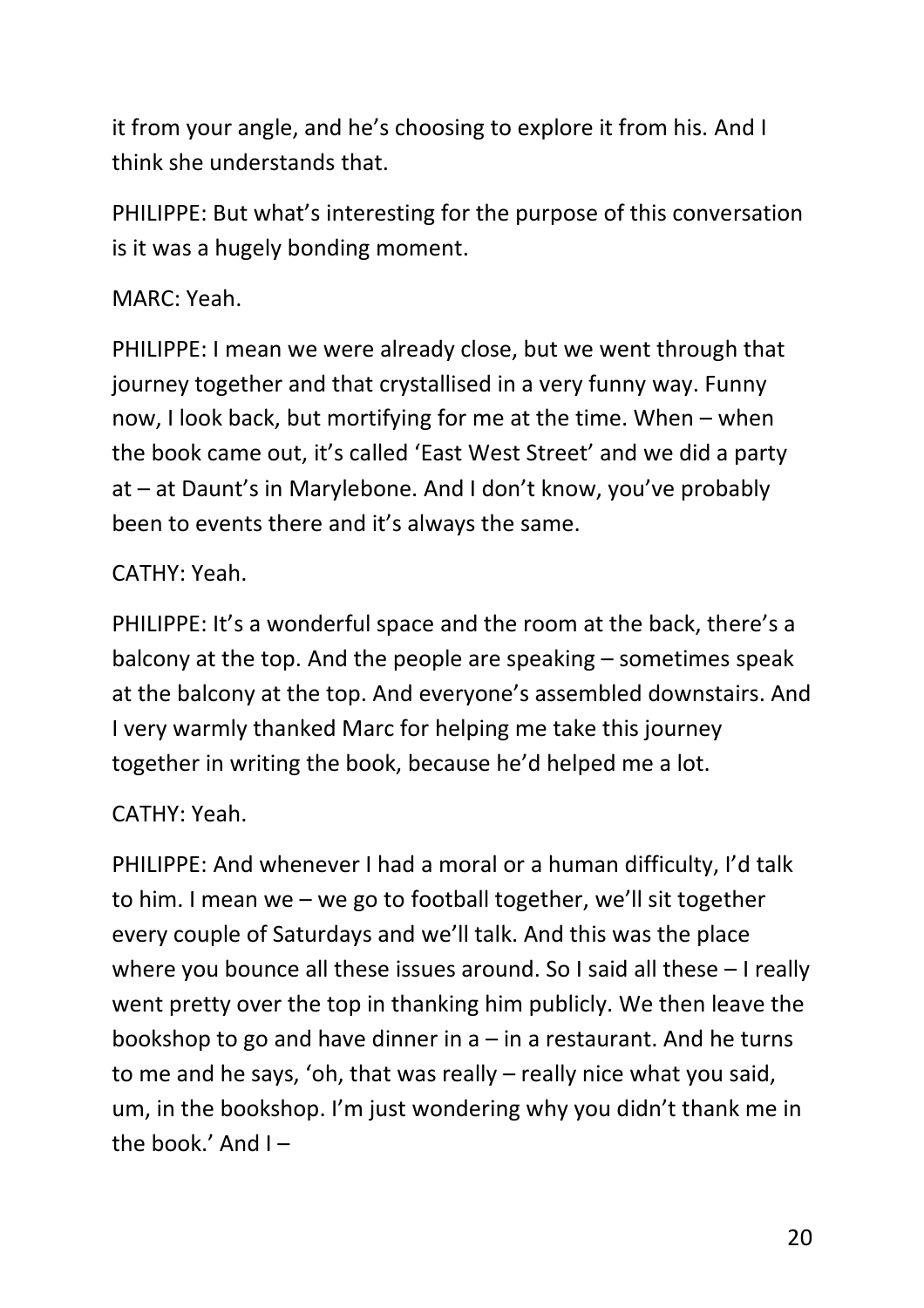it from your angle, and he's choosing to explore it from his. And I think she understands that.

PHILIPPE: But what's interesting for the purpose of this conversation is it was a hugely bonding moment.

MARC: Yeah.

PHILIPPE: I mean we were already close, but we went through that journey together and that crystallised in a very funny way. Funny now, I look back, but mortifying for me at the time. When – when the book came out, it's called 'East West Street' and we did a party at – at Daunt's in Marylebone. And I don't know, you've probably been to events there and it's always the same.

CATHY: Yeah.

PHILIPPE: It's a wonderful space and the room at the back, there's a balcony at the top. And the people are speaking – sometimes speak at the balcony at the top. And everyone's assembled downstairs. And I very warmly thanked Marc for helping me take this journey together in writing the book, because he'd helped me a lot.

CATHY: Yeah.

PHILIPPE: And whenever I had a moral or a human difficulty, I'd talk to him. I mean we – we go to football together, we'll sit together every couple of Saturdays and we'll talk. And this was the place where you bounce all these issues around. So I said all these – I really went pretty over the top in thanking him publicly. We then leave the bookshop to go and have dinner in a – in a restaurant. And he turns to me and he says, 'oh, that was really – really nice what you said, um, in the bookshop. I'm just wondering why you didn't thank me in the book.' And I –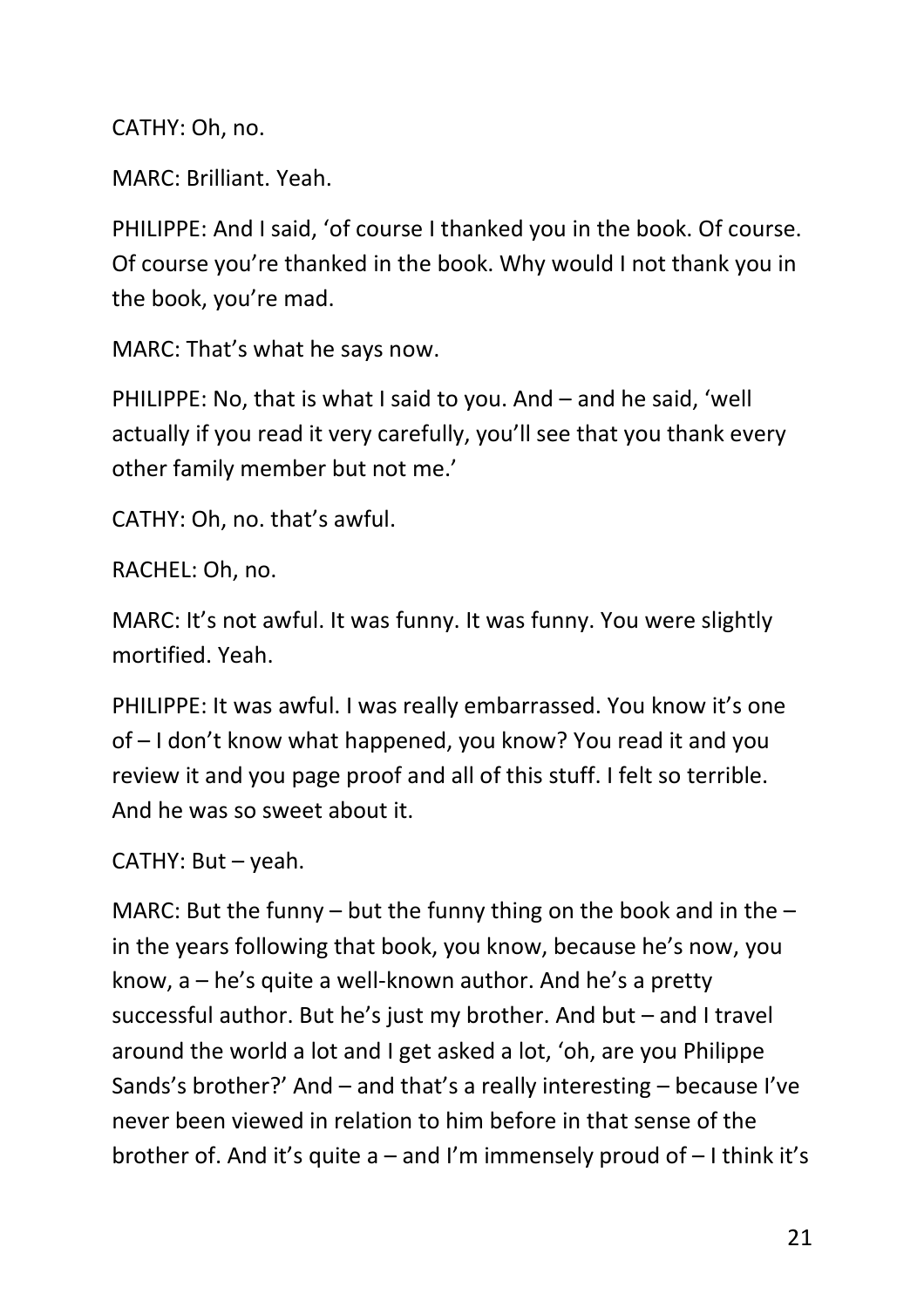CATHY: Oh, no.

MARC: Brilliant. Yeah.

PHILIPPE: And I said, 'of course I thanked you in the book. Of course. Of course you're thanked in the book. Why would I not thank you in the book, you're mad.

MARC: That's what he says now.

PHILIPPE: No, that is what I said to you. And – and he said, 'well actually if you read it very carefully, you'll see that you thank every other family member but not me.'

CATHY: Oh, no. that's awful.

RACHEL: Oh, no.

MARC: It's not awful. It was funny. It was funny. You were slightly mortified. Yeah.

PHILIPPE: It was awful. I was really embarrassed. You know it's one of – I don't know what happened, you know? You read it and you review it and you page proof and all of this stuff. I felt so terrible. And he was so sweet about it.

CATHY: But – yeah.

MARC: But the funny – but the funny thing on the book and in the – in the years following that book, you know, because he's now, you know, a – he's quite a well-known author. And he's a pretty successful author. But he's just my brother. And but – and I travel around the world a lot and I get asked a lot, 'oh, are you Philippe Sands's brother?' And – and that's a really interesting – because I've never been viewed in relation to him before in that sense of the brother of. And it's quite a – and I'm immensely proud of – I think it's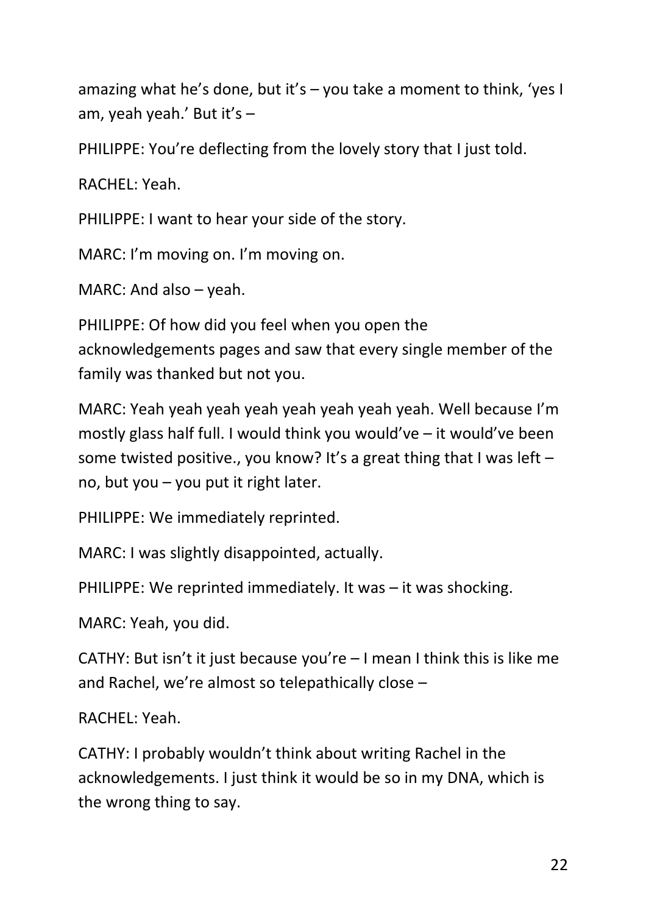amazing what he's done, but it's – you take a moment to think, 'yes I am, yeah yeah.' But it's –

PHILIPPE: You're deflecting from the lovely story that I just told.

RACHEL: Yeah.

PHILIPPE: I want to hear your side of the story.

MARC: I'm moving on. I'm moving on.

MARC: And also – yeah.

PHILIPPE: Of how did you feel when you open the acknowledgements pages and saw that every single member of the family was thanked but not you.

MARC: Yeah yeah yeah yeah yeah yeah yeah yeah. Well because I'm mostly glass half full. I would think you would've – it would've been some twisted positive., you know? It's a great thing that I was left – no, but you – you put it right later.

PHILIPPE: We immediately reprinted.

MARC: I was slightly disappointed, actually.

PHILIPPE: We reprinted immediately. It was – it was shocking.

MARC: Yeah, you did.

CATHY: But isn't it just because you're – I mean I think this is like me and Rachel, we're almost so telepathically close –

RACHEL: Yeah.

CATHY: I probably wouldn't think about writing Rachel in the acknowledgements. I just think it would be so in my DNA, which is the wrong thing to say.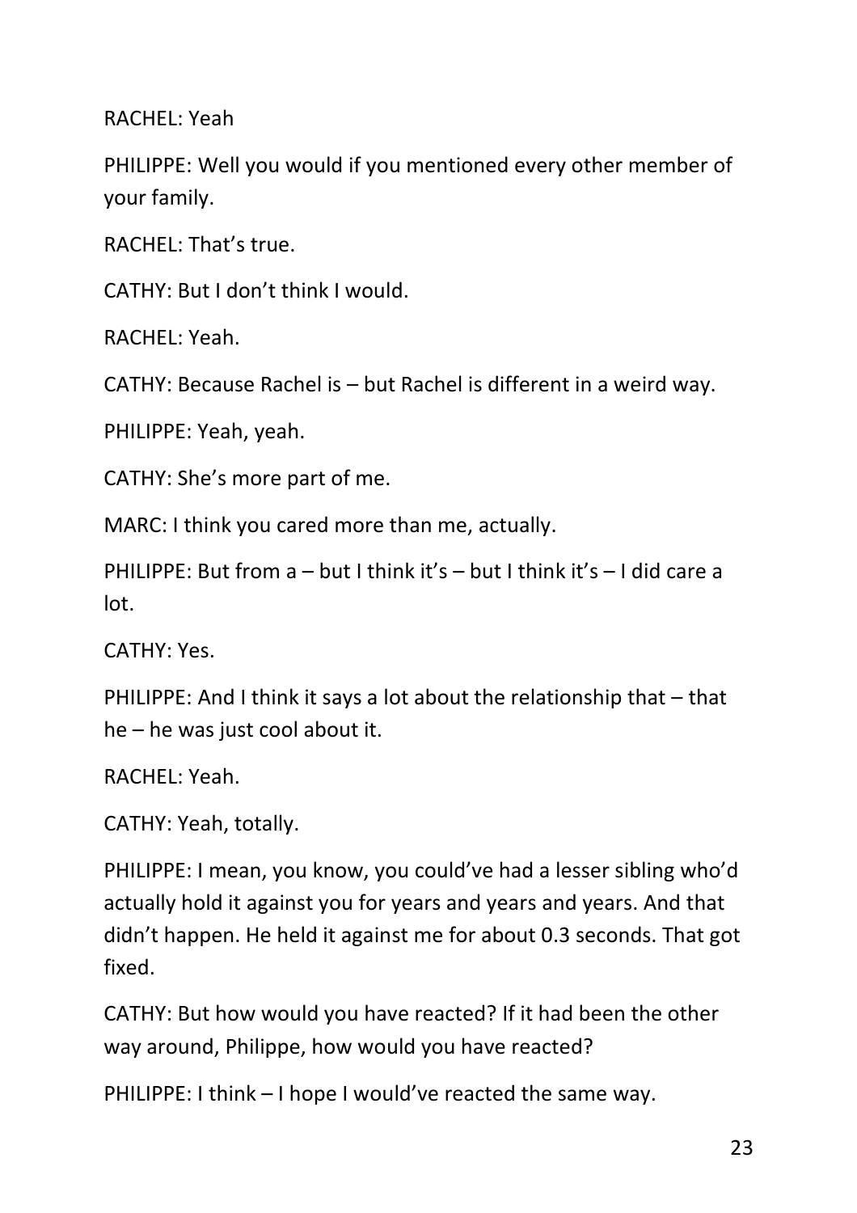RACHEL: Yeah

PHILIPPE: Well you would if you mentioned every other member of your family.

RACHEL: That's true.

CATHY: But I don't think I would.

RACHEL: Yeah.

CATHY: Because Rachel is – but Rachel is different in a weird way.

PHILIPPE: Yeah, yeah.

CATHY: She's more part of me.

MARC: I think you cared more than me, actually.

PHILIPPE: But from a – but I think it's – but I think it's – I did care a lot.

CATHY: Yes.

PHILIPPE: And I think it says a lot about the relationship that – that he – he was just cool about it.

RACHEL: Yeah.

CATHY: Yeah, totally.

PHILIPPE: I mean, you know, you could've had a lesser sibling who'd actually hold it against you for years and years and years. And that didn't happen. He held it against me for about 0.3 seconds. That got fixed.

CATHY: But how would you have reacted? If it had been the other way around, Philippe, how would you have reacted?

PHILIPPE: I think – I hope I would've reacted the same way.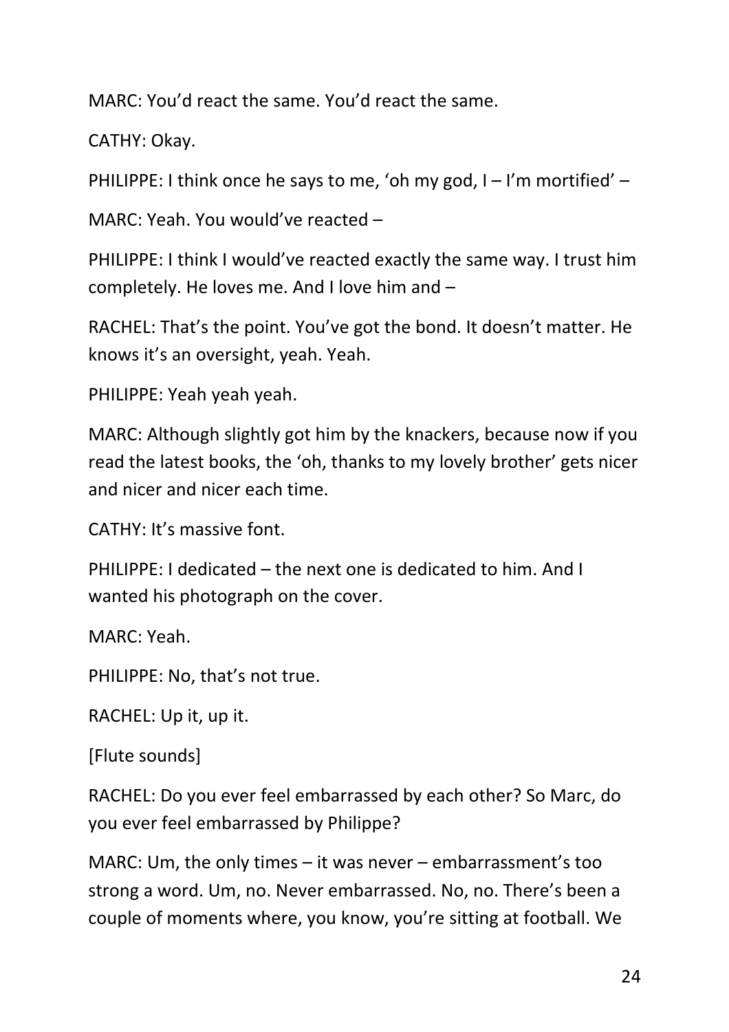MARC: You'd react the same. You'd react the same.

CATHY: Okay.

PHILIPPE: I think once he says to me, 'oh my god, I – I'm mortified' –

MARC: Yeah. You would've reacted –

PHILIPPE: I think I would've reacted exactly the same way. I trust him completely. He loves me. And I love him and –

RACHEL: That's the point. You've got the bond. It doesn't matter. He knows it's an oversight, yeah. Yeah.

PHILIPPE: Yeah yeah yeah.

MARC: Although slightly got him by the knackers, because now if you read the latest books, the 'oh, thanks to my lovely brother' gets nicer and nicer and nicer each time.

CATHY: It's massive font.

PHILIPPE: I dedicated – the next one is dedicated to him. And I wanted his photograph on the cover.

MARC: Yeah.

PHILIPPE: No, that's not true.

RACHEL: Up it, up it.

[Flute sounds]

RACHEL: Do you ever feel embarrassed by each other? So Marc, do you ever feel embarrassed by Philippe?

MARC: Um, the only times – it was never – embarrassment's too strong a word. Um, no. Never embarrassed. No, no. There's been a couple of moments where, you know, you're sitting at football. We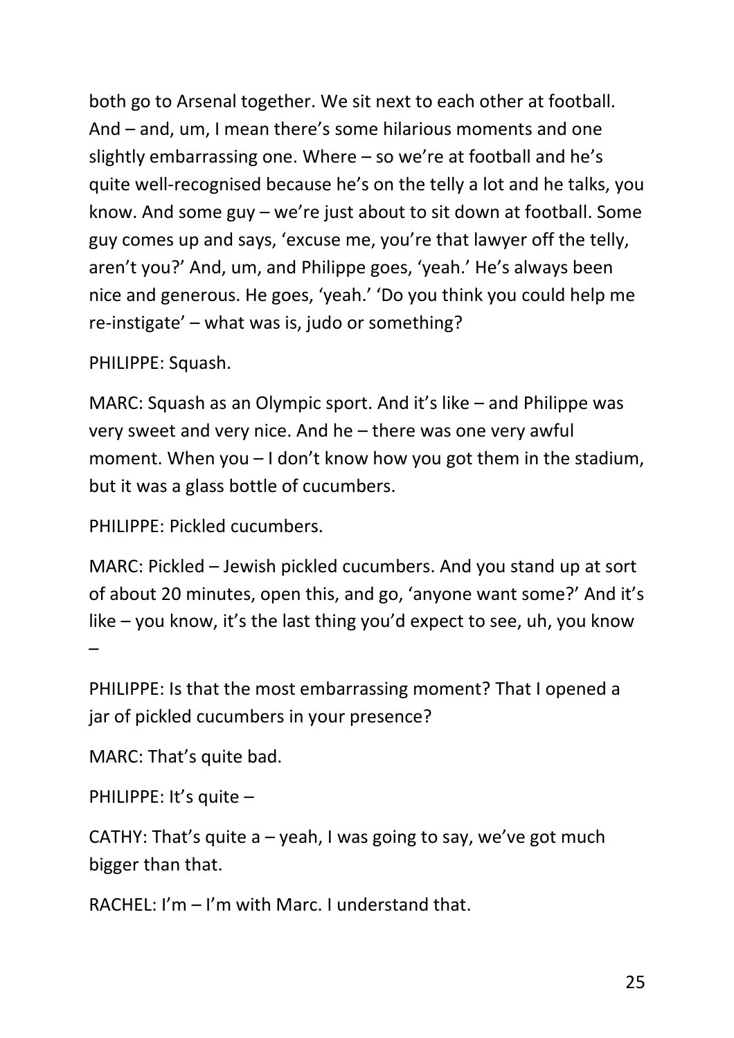both go to Arsenal together. We sit next to each other at football. And – and, um, I mean there's some hilarious moments and one slightly embarrassing one. Where – so we're at football and he's quite well-recognised because he's on the telly a lot and he talks, you know. And some guy – we're just about to sit down at football. Some guy comes up and says, 'excuse me, you're that lawyer off the telly, aren't you?' And, um, and Philippe goes, 'yeah.' He's always been nice and generous. He goes, 'yeah.' 'Do you think you could help me re-instigate' – what was is, judo or something?

PHILIPPE: Squash.

MARC: Squash as an Olympic sport. And it's like – and Philippe was very sweet and very nice. And he – there was one very awful moment. When you – I don't know how you got them in the stadium, but it was a glass bottle of cucumbers.

PHILIPPE: Pickled cucumbers.

MARC: Pickled – Jewish pickled cucumbers. And you stand up at sort of about 20 minutes, open this, and go, 'anyone want some?' And it's like – you know, it's the last thing you'd expect to see, uh, you know –

PHILIPPE: Is that the most embarrassing moment? That I opened a jar of pickled cucumbers in your presence?

MARC: That's quite bad.

PHILIPPE: It's quite –

CATHY: That's quite a – yeah, I was going to say, we've got much bigger than that.

RACHEL: I'm – I'm with Marc. I understand that.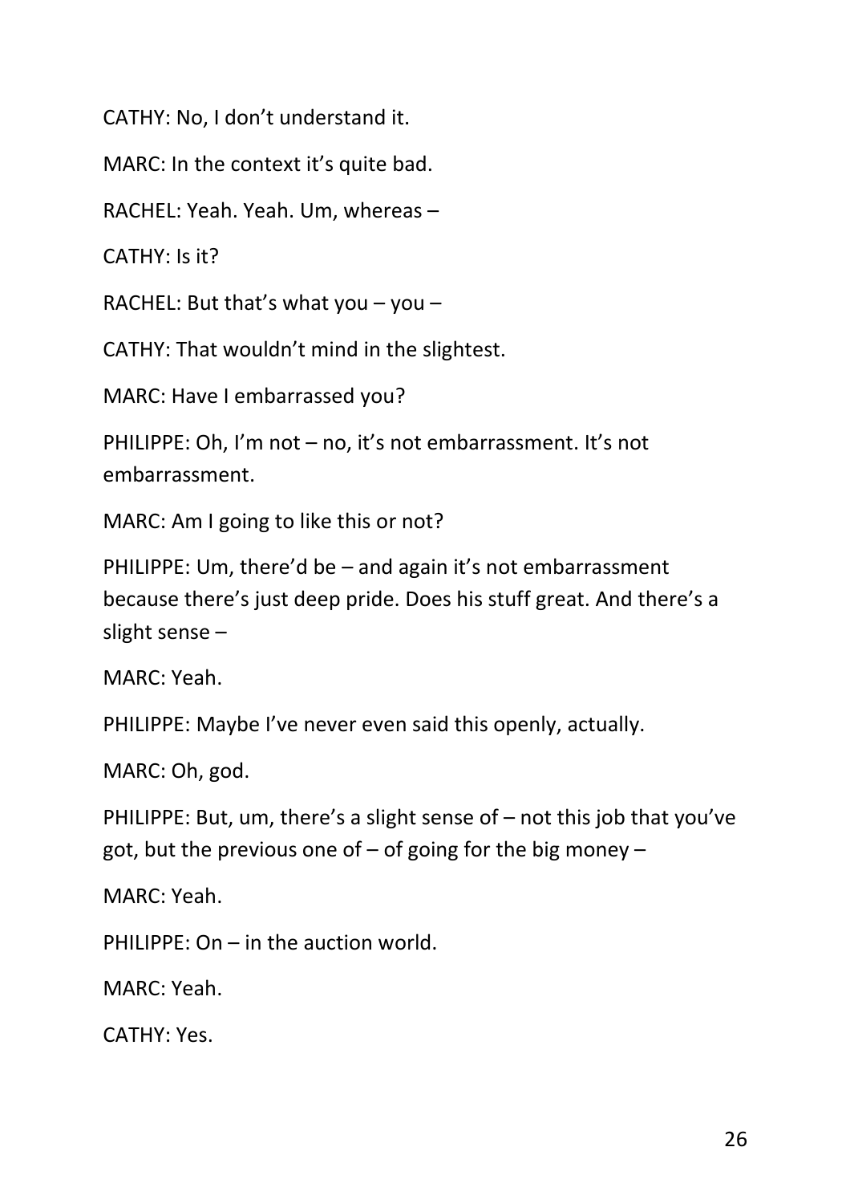CATHY: No, I don't understand it.

MARC: In the context it's quite bad.

RACHEL: Yeah. Yeah. Um, whereas –

CATHY: Is it?

RACHEL: But that's what you – you –

CATHY: That wouldn't mind in the slightest.

MARC: Have I embarrassed you?

PHILIPPE: Oh, I'm not – no, it's not embarrassment. It's not embarrassment.

MARC: Am I going to like this or not?

PHILIPPE: Um, there'd be – and again it's not embarrassment because there's just deep pride. Does his stuff great. And there's a slight sense –

MARC: Yeah.

PHILIPPE: Maybe I've never even said this openly, actually.

MARC: Oh, god.

PHILIPPE: But, um, there's a slight sense of – not this job that you've got, but the previous one of – of going for the big money –

MARC: Yeah.

PHILIPPE: On – in the auction world.

MARC: Yeah.

CATHY: Yes.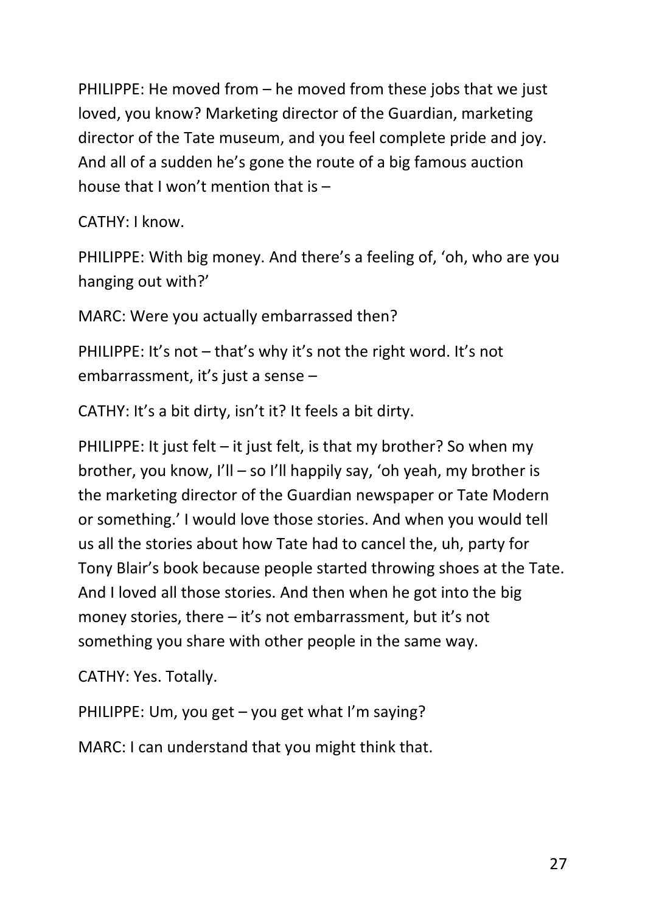PHILIPPE: He moved from – he moved from these jobs that we just loved, you know? Marketing director of the Guardian, marketing director of the Tate museum, and you feel complete pride and joy. And all of a sudden he's gone the route of a big famous auction house that I won't mention that is –

CATHY: I know.

PHILIPPE: With big money. And there's a feeling of, 'oh, who are you hanging out with?'

MARC: Were you actually embarrassed then?

PHILIPPE: It's not – that's why it's not the right word. It's not embarrassment, it's just a sense –

CATHY: It's a bit dirty, isn't it? It feels a bit dirty.

PHILIPPE: It just felt – it just felt, is that my brother? So when my brother, you know, I'll – so I'll happily say, 'oh yeah, my brother is the marketing director of the Guardian newspaper or Tate Modern or something.' I would love those stories. And when you would tell us all the stories about how Tate had to cancel the, uh, party for Tony Blair's book because people started throwing shoes at the Tate. And I loved all those stories. And then when he got into the big money stories, there – it's not embarrassment, but it's not something you share with other people in the same way.

CATHY: Yes. Totally.

PHILIPPE: Um, you get – you get what I'm saying?

MARC: I can understand that you might think that.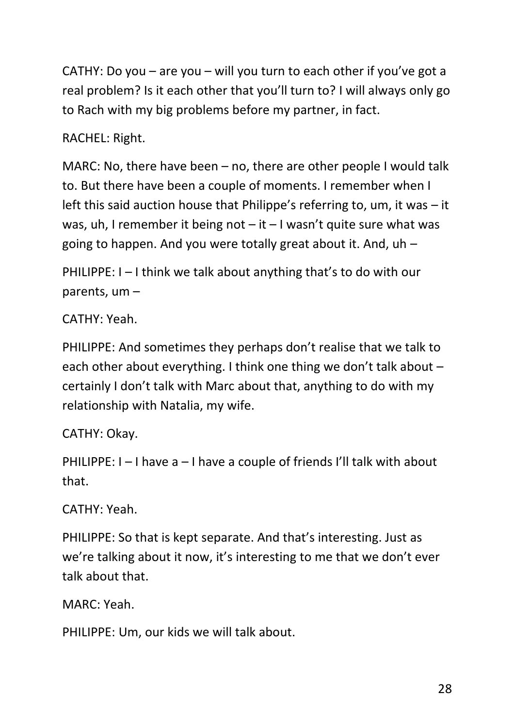CATHY: Do you – are you – will you turn to each other if you've got a real problem? Is it each other that you'll turn to? I will always only go to Rach with my big problems before my partner, in fact.

RACHEL: Right.

MARC: No, there have been – no, there are other people I would talk to. But there have been a couple of moments. I remember when I left this said auction house that Philippe's referring to, um, it was – it was, uh, I remember it being not – it – I wasn't quite sure what was going to happen. And you were totally great about it. And, uh –

PHILIPPE: I – I think we talk about anything that's to do with our parents, um –

CATHY: Yeah.

PHILIPPE: And sometimes they perhaps don't realise that we talk to each other about everything. I think one thing we don't talk about – certainly I don't talk with Marc about that, anything to do with my relationship with Natalia, my wife.

CATHY: Okay.

PHILIPPE: I – I have a – I have a couple of friends I'll talk with about that.

CATHY: Yeah.

PHILIPPE: So that is kept separate. And that's interesting. Just as we're talking about it now, it's interesting to me that we don't ever talk about that.

MARC: Yeah.

PHILIPPE: Um, our kids we will talk about.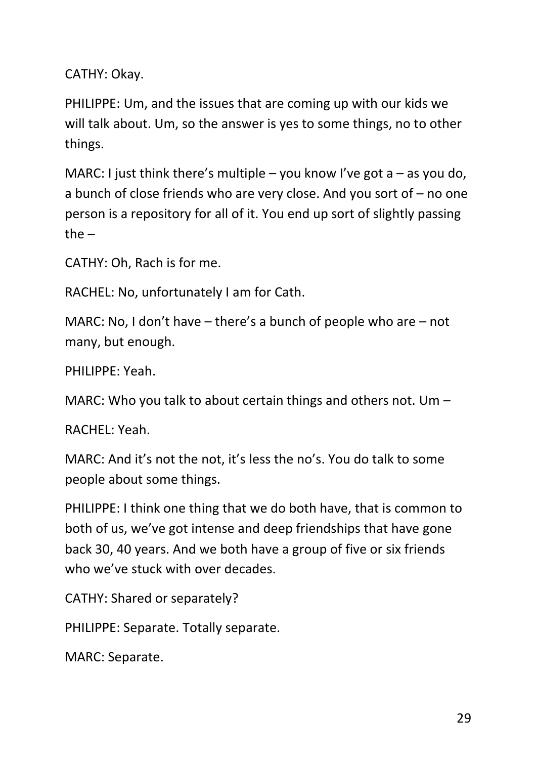CATHY: Okay.

PHILIPPE: Um, and the issues that are coming up with our kids we will talk about. Um, so the answer is yes to some things, no to other things.

MARC: I just think there's multiple – you know I've got a – as you do, a bunch of close friends who are very close. And you sort of – no one person is a repository for all of it. You end up sort of slightly passing the –

CATHY: Oh, Rach is for me.

RACHEL: No, unfortunately I am for Cath.

MARC: No, I don't have – there's a bunch of people who are – not many, but enough.

PHILIPPE: Yeah.

MARC: Who you talk to about certain things and others not. Um –

RACHEL: Yeah.

MARC: And it's not the not, it's less the no's. You do talk to some people about some things.

PHILIPPE: I think one thing that we do both have, that is common to both of us, we've got intense and deep friendships that have gone back 30, 40 years. And we both have a group of five or six friends who we've stuck with over decades.

CATHY: Shared or separately?

PHILIPPE: Separate. Totally separate.

MARC: Separate.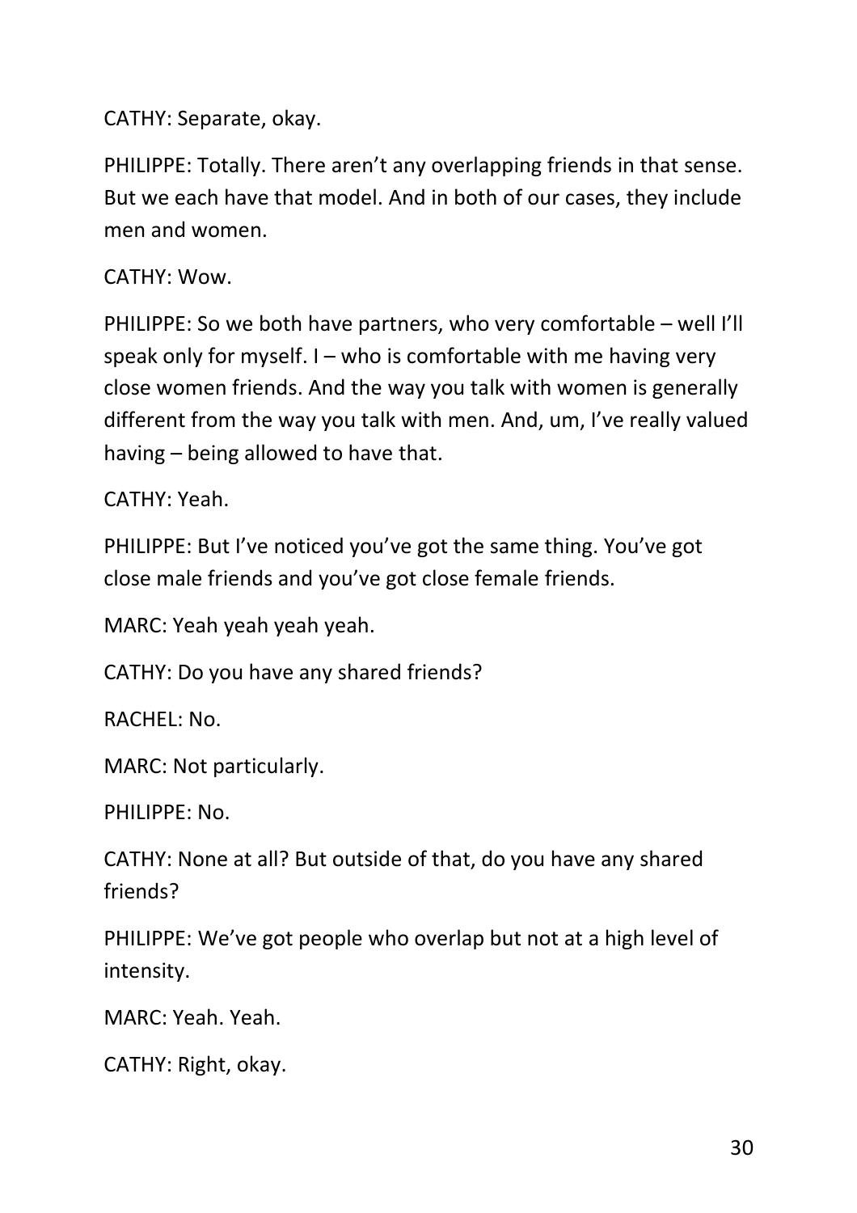CATHY: Separate, okay.

PHILIPPE: Totally. There aren't any overlapping friends in that sense. But we each have that model. And in both of our cases, they include men and women.

CATHY: Wow.

PHILIPPE: So we both have partners, who very comfortable – well I'll speak only for myself. I – who is comfortable with me having very close women friends. And the way you talk with women is generally different from the way you talk with men. And, um, I've really valued having – being allowed to have that.

CATHY: Yeah.

PHILIPPE: But I've noticed you've got the same thing. You've got close male friends and you've got close female friends.

MARC: Yeah yeah yeah yeah.

CATHY: Do you have any shared friends?

RACHEL: No.

MARC: Not particularly.

PHILIPPE: No.

CATHY: None at all? But outside of that, do you have any shared friends?

PHILIPPE: We've got people who overlap but not at a high level of intensity.

MARC: Yeah. Yeah.

CATHY: Right, okay.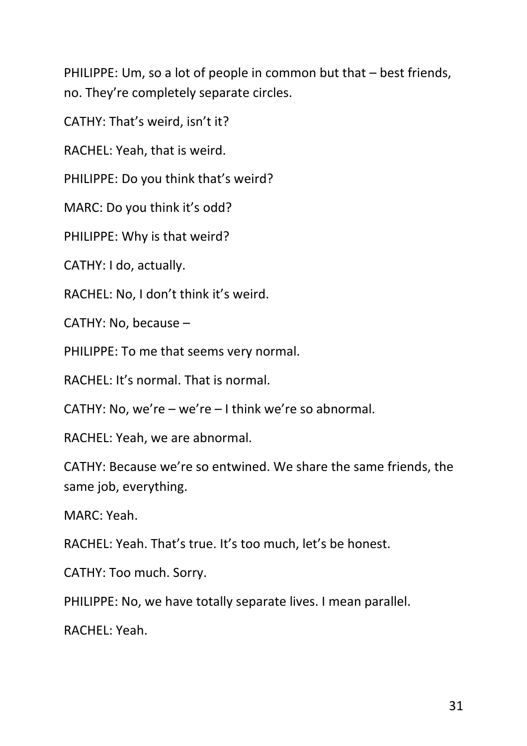PHILIPPE: Um, so a lot of people in common but that – best friends, no. They're completely separate circles.

CATHY: That's weird, isn't it?

RACHEL: Yeah, that is weird.

PHILIPPE: Do you think that's weird?

MARC: Do you think it's odd?

PHILIPPE: Why is that weird?

CATHY: I do, actually.

RACHEL: No, I don't think it's weird.

CATHY: No, because –

PHILIPPE: To me that seems very normal.

RACHEL: It's normal. That is normal.

CATHY: No, we're – we're – I think we're so abnormal.

RACHEL: Yeah, we are abnormal.

CATHY: Because we're so entwined. We share the same friends, the same job, everything.

MARC: Yeah.

RACHEL: Yeah. That's true. It's too much, let's be honest.

CATHY: Too much. Sorry.

PHILIPPE: No, we have totally separate lives. I mean parallel.

RACHEL: Yeah.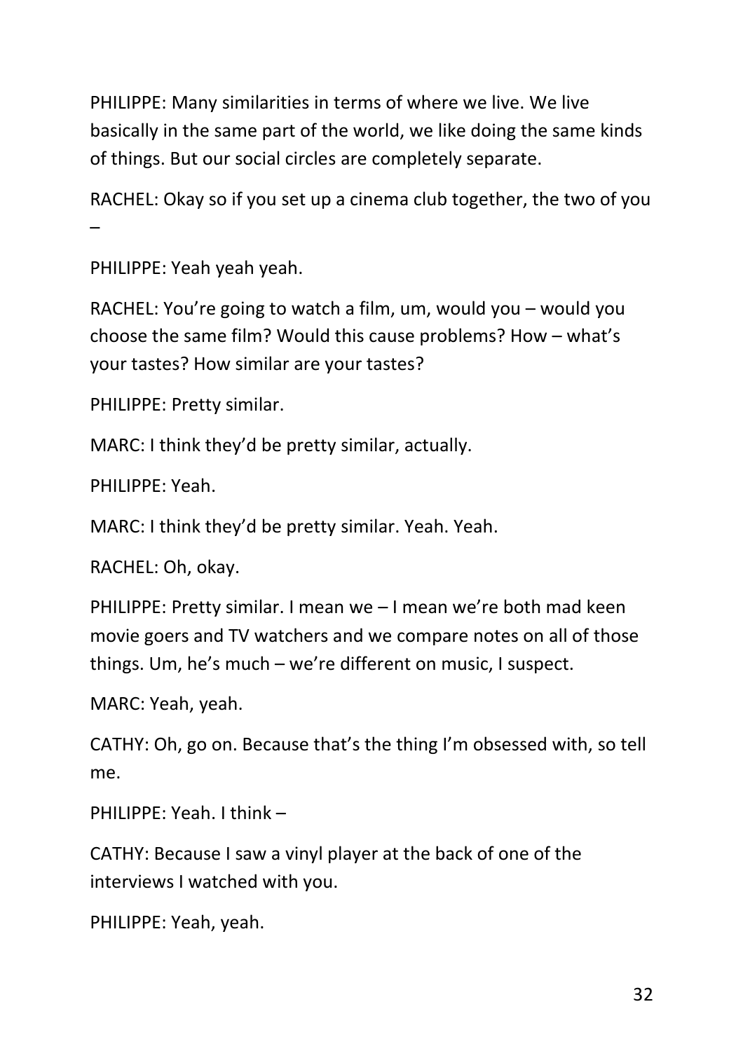PHILIPPE: Many similarities in terms of where we live. We live basically in the same part of the world, we like doing the same kinds of things. But our social circles are completely separate.

RACHEL: Okay so if you set up a cinema club together, the two of you –

PHILIPPE: Yeah yeah yeah.

RACHEL: You're going to watch a film, um, would you – would you choose the same film? Would this cause problems? How – what's your tastes? How similar are your tastes?

PHILIPPE: Pretty similar.

MARC: I think they'd be pretty similar, actually.

PHILIPPE: Yeah.

MARC: I think they'd be pretty similar. Yeah. Yeah.

RACHEL: Oh, okay.

PHILIPPE: Pretty similar. I mean we – I mean we're both mad keen movie goers and TV watchers and we compare notes on all of those things. Um, he's much – we're different on music, I suspect.

MARC: Yeah, yeah.

CATHY: Oh, go on. Because that's the thing I'm obsessed with, so tell me.

PHILIPPE: Yeah. I think –

CATHY: Because I saw a vinyl player at the back of one of the interviews I watched with you.

PHILIPPE: Yeah, yeah.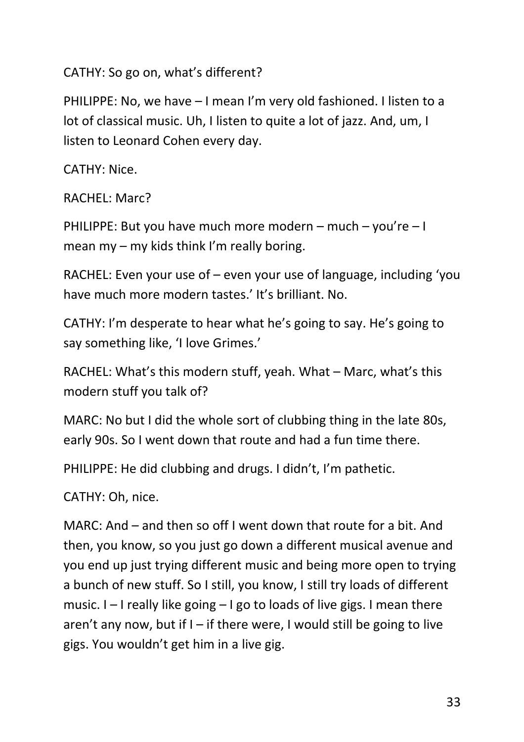CATHY: So go on, what's different?

PHILIPPE: No, we have – I mean I'm very old fashioned. I listen to a lot of classical music. Uh, I listen to quite a lot of jazz. And, um, I listen to Leonard Cohen every day.

CATHY: Nice.

RACHEL: Marc?

PHILIPPE: But you have much more modern – much – you're – I mean my – my kids think I'm really boring.

RACHEL: Even your use of – even your use of language, including 'you have much more modern tastes.' It's brilliant. No.

CATHY: I'm desperate to hear what he's going to say. He's going to say something like, 'I love Grimes.'

RACHEL: What's this modern stuff, yeah. What – Marc, what's this modern stuff you talk of?

MARC: No but I did the whole sort of clubbing thing in the late 80s, early 90s. So I went down that route and had a fun time there.

PHILIPPE: He did clubbing and drugs. I didn't, I'm pathetic.

CATHY: Oh, nice.

MARC: And – and then so off I went down that route for a bit. And then, you know, so you just go down a different musical avenue and you end up just trying different music and being more open to trying a bunch of new stuff. So I still, you know, I still try loads of different music. I – I really like going – I go to loads of live gigs. I mean there aren't any now, but if I – if there were, I would still be going to live gigs. You wouldn't get him in a live gig.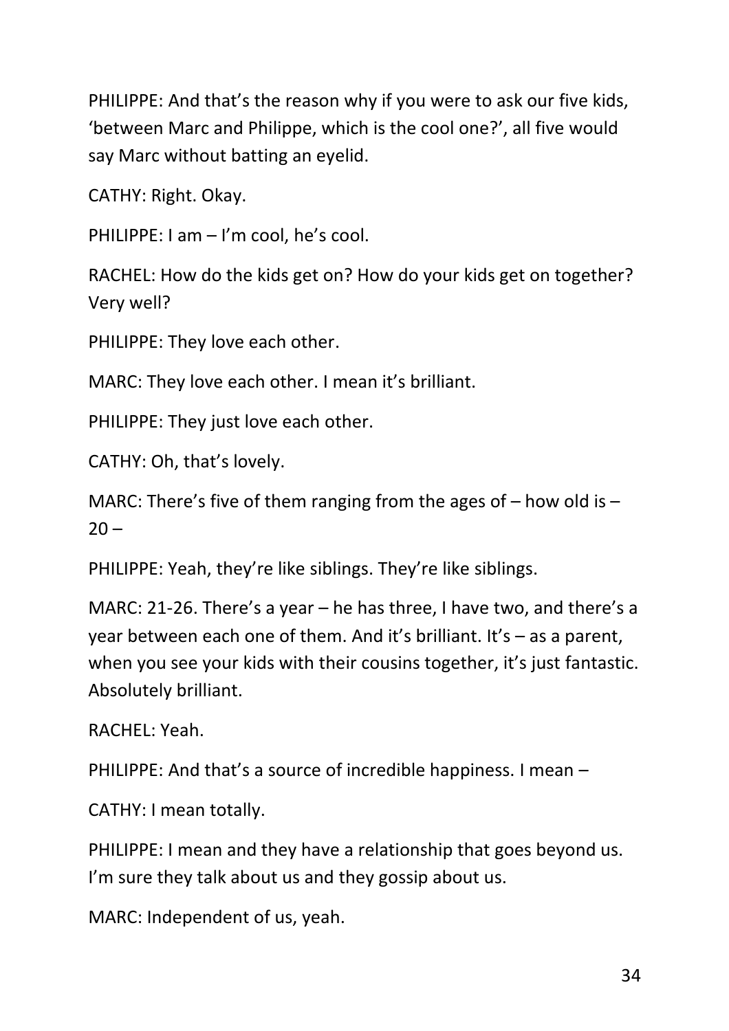PHILIPPE: And that's the reason why if you were to ask our five kids, 'between Marc and Philippe, which is the cool one?', all five would say Marc without batting an eyelid.

CATHY: Right. Okay.

PHILIPPE: I am – I'm cool, he's cool.

RACHEL: How do the kids get on? How do your kids get on together? Very well?

PHILIPPE: They love each other.

MARC: They love each other. I mean it's brilliant.

PHILIPPE: They just love each other.

CATHY: Oh, that's lovely.

MARC: There's five of them ranging from the ages of – how old is – 20 –

PHILIPPE: Yeah, they're like siblings. They're like siblings.

MARC: 21-26. There's a year – he has three, I have two, and there's a year between each one of them. And it's brilliant. It's – as a parent, when you see your kids with their cousins together, it's just fantastic. Absolutely brilliant.

RACHEL: Yeah.

PHILIPPE: And that's a source of incredible happiness. I mean –

CATHY: I mean totally.

PHILIPPE: I mean and they have a relationship that goes beyond us. I'm sure they talk about us and they gossip about us.

MARC: Independent of us, yeah.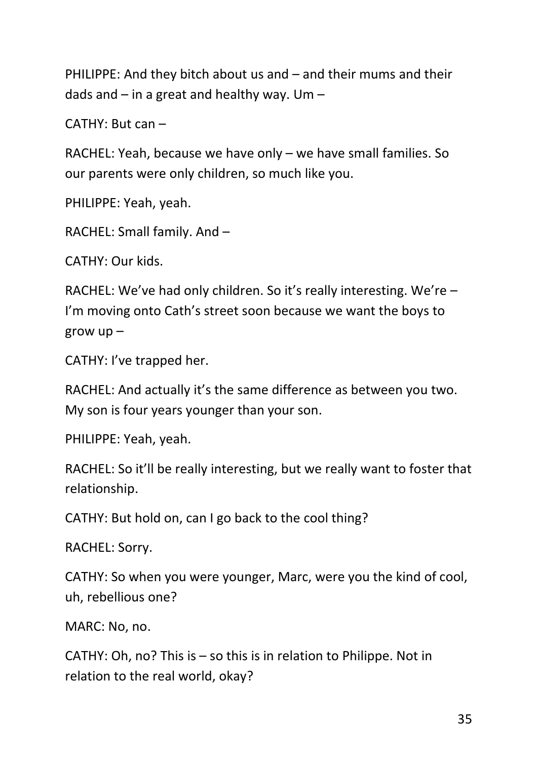PHILIPPE: And they bitch about us and – and their mums and their dads and – in a great and healthy way. Um –

CATHY: But can –

RACHEL: Yeah, because we have only – we have small families. So our parents were only children, so much like you.

PHILIPPE: Yeah, yeah.

RACHEL: Small family. And –

CATHY: Our kids.

RACHEL: We've had only children. So it's really interesting. We're – I'm moving onto Cath's street soon because we want the boys to grow up –

CATHY: I've trapped her.

RACHEL: And actually it's the same difference as between you two. My son is four years younger than your son.

PHILIPPE: Yeah, yeah.

RACHEL: So it'll be really interesting, but we really want to foster that relationship.

CATHY: But hold on, can I go back to the cool thing?

RACHEL: Sorry.

CATHY: So when you were younger, Marc, were you the kind of cool, uh, rebellious one?

MARC: No, no.

CATHY: Oh, no? This is – so this is in relation to Philippe. Not in relation to the real world, okay?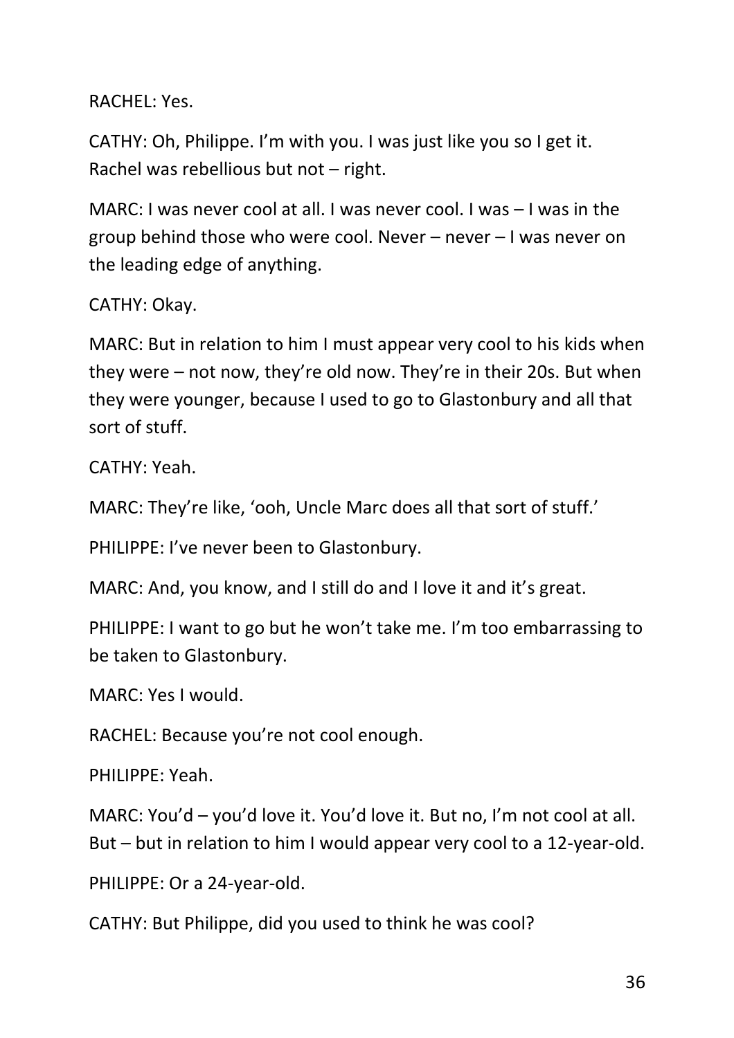RACHEL: Yes.

CATHY: Oh, Philippe. I'm with you. I was just like you so I get it. Rachel was rebellious but not – right.

MARC: I was never cool at all. I was never cool. I was – I was in the group behind those who were cool. Never – never – I was never on the leading edge of anything.

CATHY: Okay.

MARC: But in relation to him I must appear very cool to his kids when they were – not now, they're old now. They're in their 20s. But when they were younger, because I used to go to Glastonbury and all that sort of stuff.

CATHY: Yeah.

MARC: They're like, 'ooh, Uncle Marc does all that sort of stuff.'

PHILIPPE: I've never been to Glastonbury.

MARC: And, you know, and I still do and I love it and it's great.

PHILIPPE: I want to go but he won't take me. I'm too embarrassing to be taken to Glastonbury.

MARC: Yes I would.

RACHEL: Because you're not cool enough.

PHILIPPE: Yeah.

MARC: You'd – you'd love it. You'd love it. But no, I'm not cool at all. But – but in relation to him I would appear very cool to a 12-year-old.

PHILIPPE: Or a 24-year-old.

CATHY: But Philippe, did you used to think he was cool?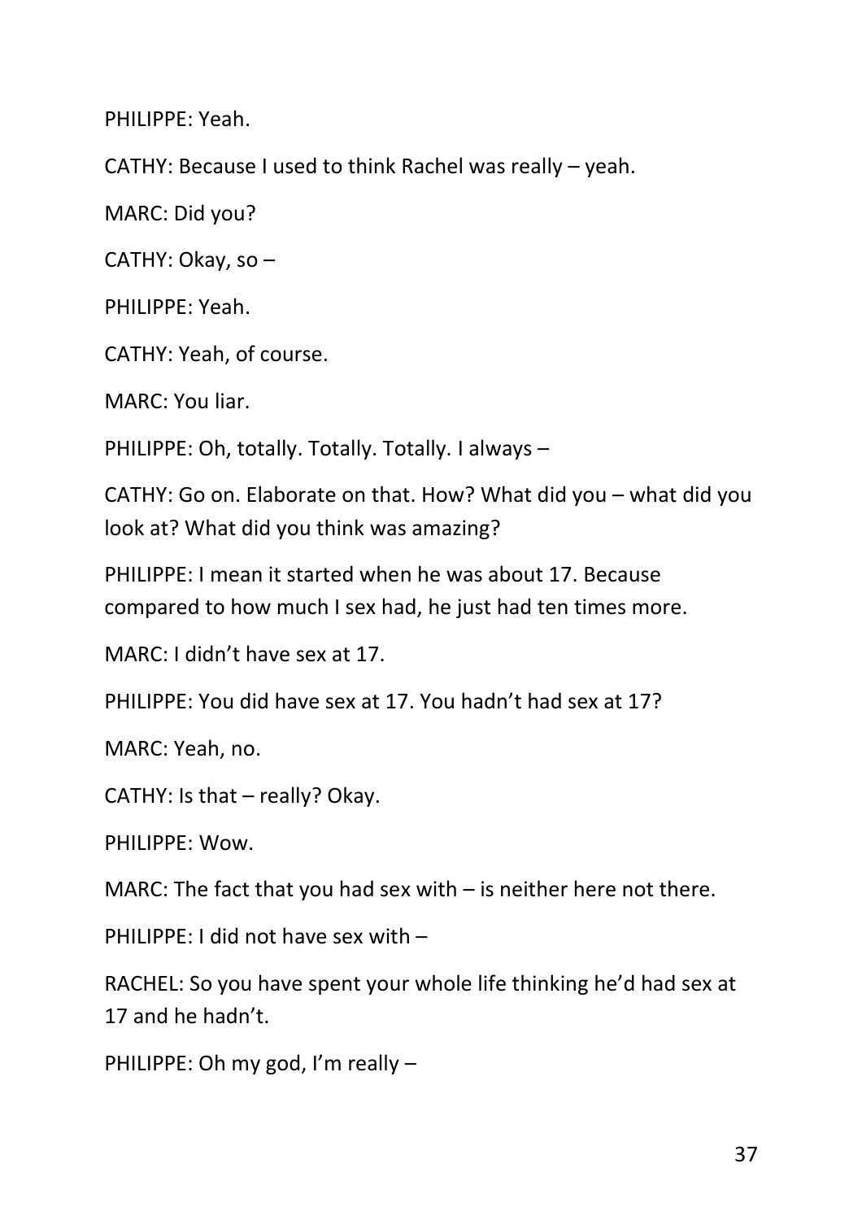PHILIPPE: Yeah.

CATHY: Because I used to think Rachel was really – yeah.

MARC: Did you?

CATHY: Okay, so –

PHILIPPE: Yeah.

CATHY: Yeah, of course.

MARC: You liar.

PHILIPPE: Oh, totally. Totally. Totally. I always –

CATHY: Go on. Elaborate on that. How? What did you – what did you look at? What did you think was amazing?

PHILIPPE: I mean it started when he was about 17. Because compared to how much I sex had, he just had ten times more.

MARC: I didn't have sex at 17.

PHILIPPE: You did have sex at 17. You hadn't had sex at 17?

MARC: Yeah, no.

CATHY: Is that – really? Okay.

PHILIPPE: Wow.

MARC: The fact that you had sex with – is neither here not there.

PHILIPPE: I did not have sex with –

RACHEL: So you have spent your whole life thinking he'd had sex at 17 and he hadn't.

PHILIPPE: Oh my god, I'm really –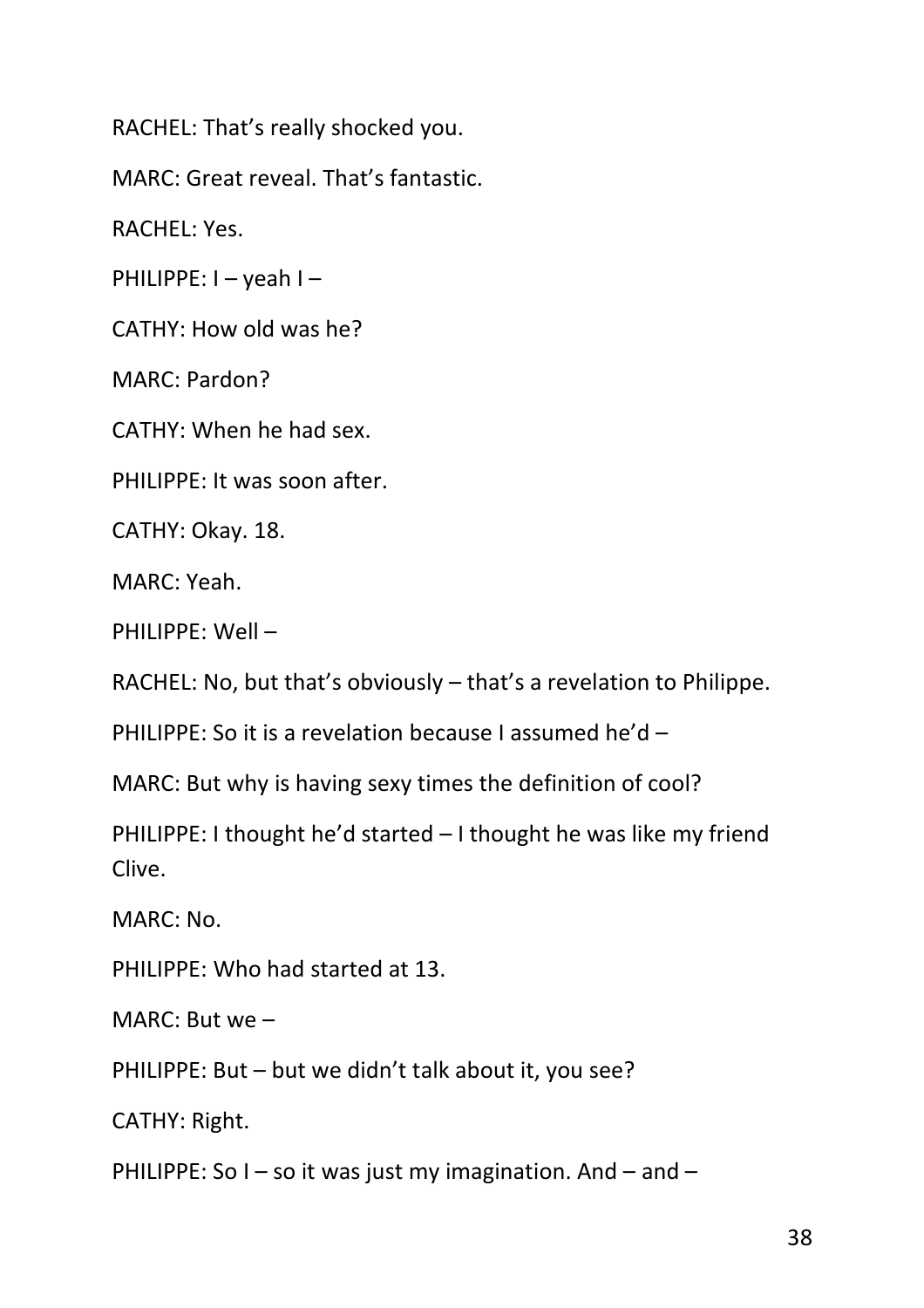RACHEL: That's really shocked you.

MARC: Great reveal. That's fantastic.

RACHEL: Yes.

PHILIPPE: I – yeah I –

CATHY: How old was he?

MARC: Pardon?

CATHY: When he had sex.

PHILIPPE: It was soon after.

CATHY: Okay. 18.

MARC: Yeah.

PHILIPPE: Well –

RACHEL: No, but that's obviously – that's a revelation to Philippe.

PHILIPPE: So it is a revelation because I assumed he'd –

MARC: But why is having sexy times the definition of cool?

PHILIPPE: I thought he'd started – I thought he was like my friend Clive.

MARC: No.

PHILIPPE: Who had started at 13.

MARC: But we –

PHILIPPE: But – but we didn't talk about it, you see?

CATHY: Right.

PHILIPPE: So I – so it was just my imagination. And – and –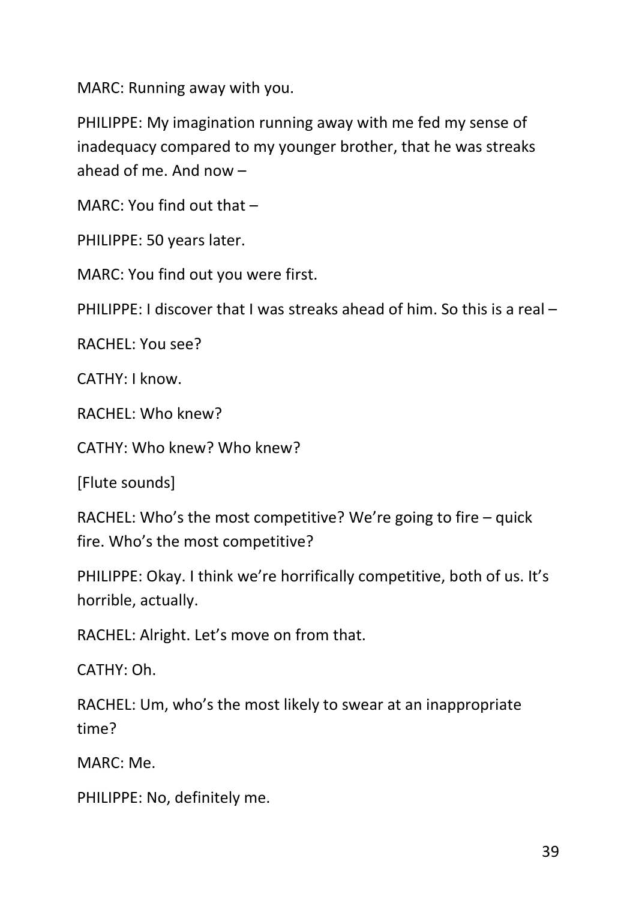MARC: Running away with you.

PHILIPPE: My imagination running away with me fed my sense of inadequacy compared to my younger brother, that he was streaks ahead of me. And now –

MARC: You find out that –

PHILIPPE: 50 years later.

MARC: You find out you were first.

PHILIPPE: I discover that I was streaks ahead of him. So this is a real –

RACHEL: You see?

CATHY: I know.

RACHEL: Who knew?

CATHY: Who knew? Who knew?

[Flute sounds]

RACHEL: Who's the most competitive? We're going to fire – quick fire. Who's the most competitive?

PHILIPPE: Okay. I think we're horrifically competitive, both of us. It's horrible, actually.

RACHEL: Alright. Let's move on from that.

CATHY: Oh.

RACHEL: Um, who's the most likely to swear at an inappropriate time?

MARC: Me.

PHILIPPE: No, definitely me.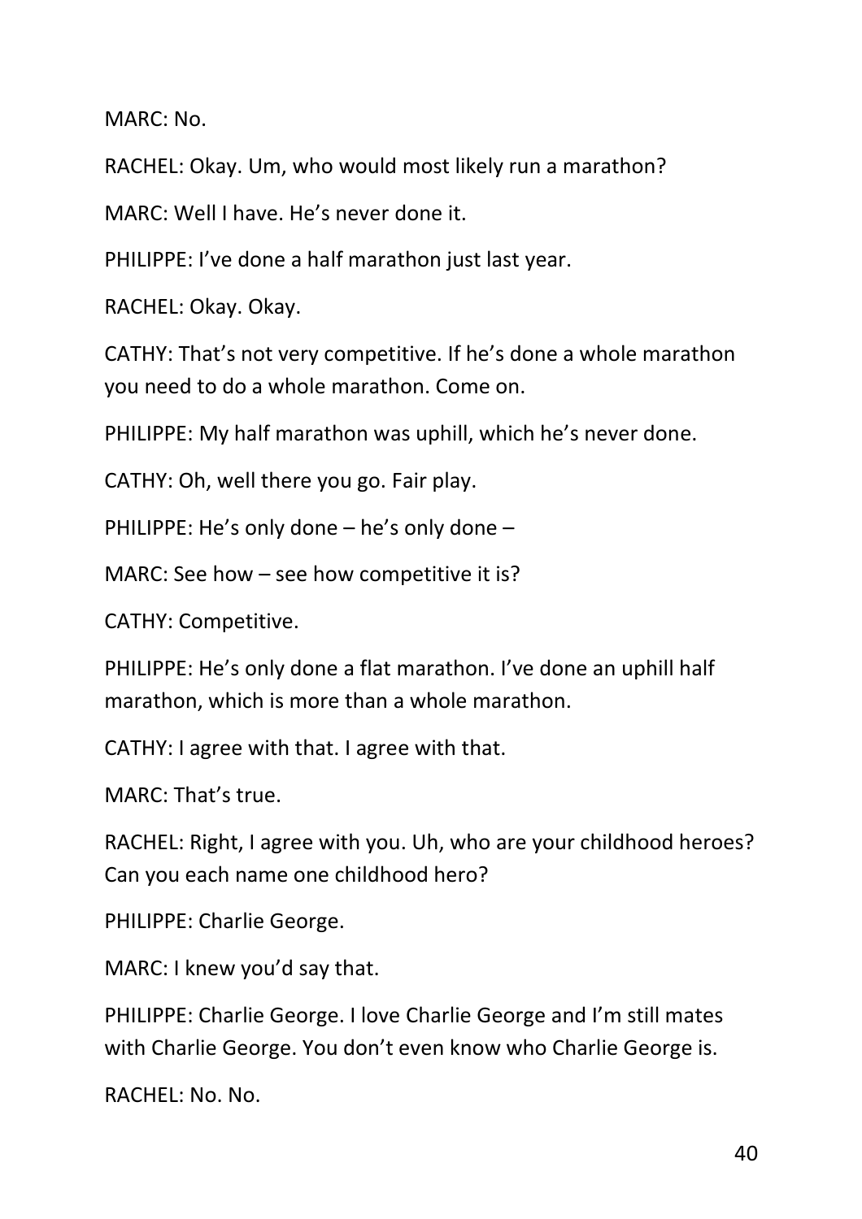MARC: No.

RACHEL: Okay. Um, who would most likely run a marathon?

MARC: Well I have. He's never done it.

PHILIPPE: I've done a half marathon just last year.

RACHEL: Okay. Okay.

CATHY: That's not very competitive. If he's done a whole marathon you need to do a whole marathon. Come on.

PHILIPPE: My half marathon was uphill, which he's never done.

CATHY: Oh, well there you go. Fair play.

PHILIPPE: He's only done – he's only done –

MARC: See how – see how competitive it is?

CATHY: Competitive.

PHILIPPE: He's only done a flat marathon. I've done an uphill half marathon, which is more than a whole marathon.

CATHY: I agree with that. I agree with that.

MARC: That's true.

RACHEL: Right, I agree with you. Uh, who are your childhood heroes? Can you each name one childhood hero?

PHILIPPE: Charlie George.

MARC: I knew you'd say that.

PHILIPPE: Charlie George. I love Charlie George and I'm still mates with Charlie George. You don't even know who Charlie George is.

RACHEL: No. No.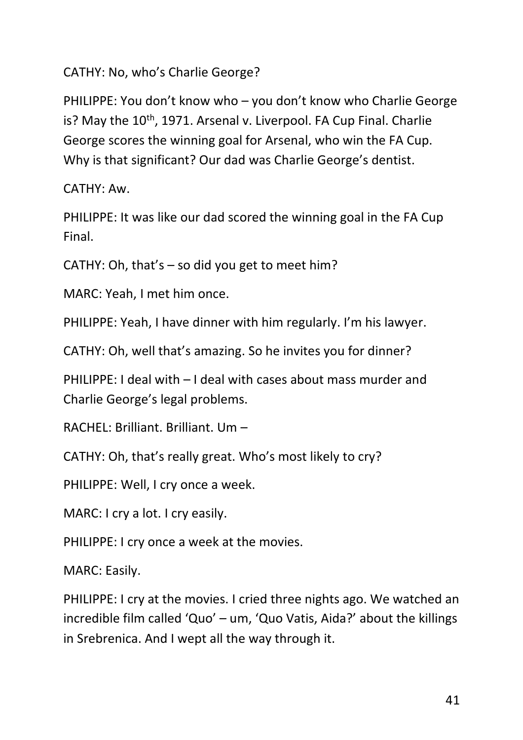CATHY: No, who's Charlie George?

PHILIPPE: You don't know who – you don't know who Charlie George is? May the 10th, 1971. Arsenal v. Liverpool. FA Cup Final. Charlie George scores the winning goal for Arsenal, who win the FA Cup. Why is that significant? Our dad was Charlie George's dentist.

CATHY: Aw.

PHILIPPE: It was like our dad scored the winning goal in the FA Cup Final.

CATHY: Oh, that's – so did you get to meet him?

MARC: Yeah, I met him once.

PHILIPPE: Yeah, I have dinner with him regularly. I'm his lawyer.

CATHY: Oh, well that's amazing. So he invites you for dinner?

PHILIPPE: I deal with – I deal with cases about mass murder and Charlie George's legal problems.

RACHEL: Brilliant. Brilliant. Um –

CATHY: Oh, that's really great. Who's most likely to cry?

PHILIPPE: Well, I cry once a week.

MARC: I cry a lot. I cry easily.

PHILIPPE: I cry once a week at the movies.

MARC: Easily.

PHILIPPE: I cry at the movies. I cried three nights ago. We watched an incredible film called 'Quo' – um, 'Quo Vatis, Aida?' about the killings in Srebrenica. And I wept all the way through it.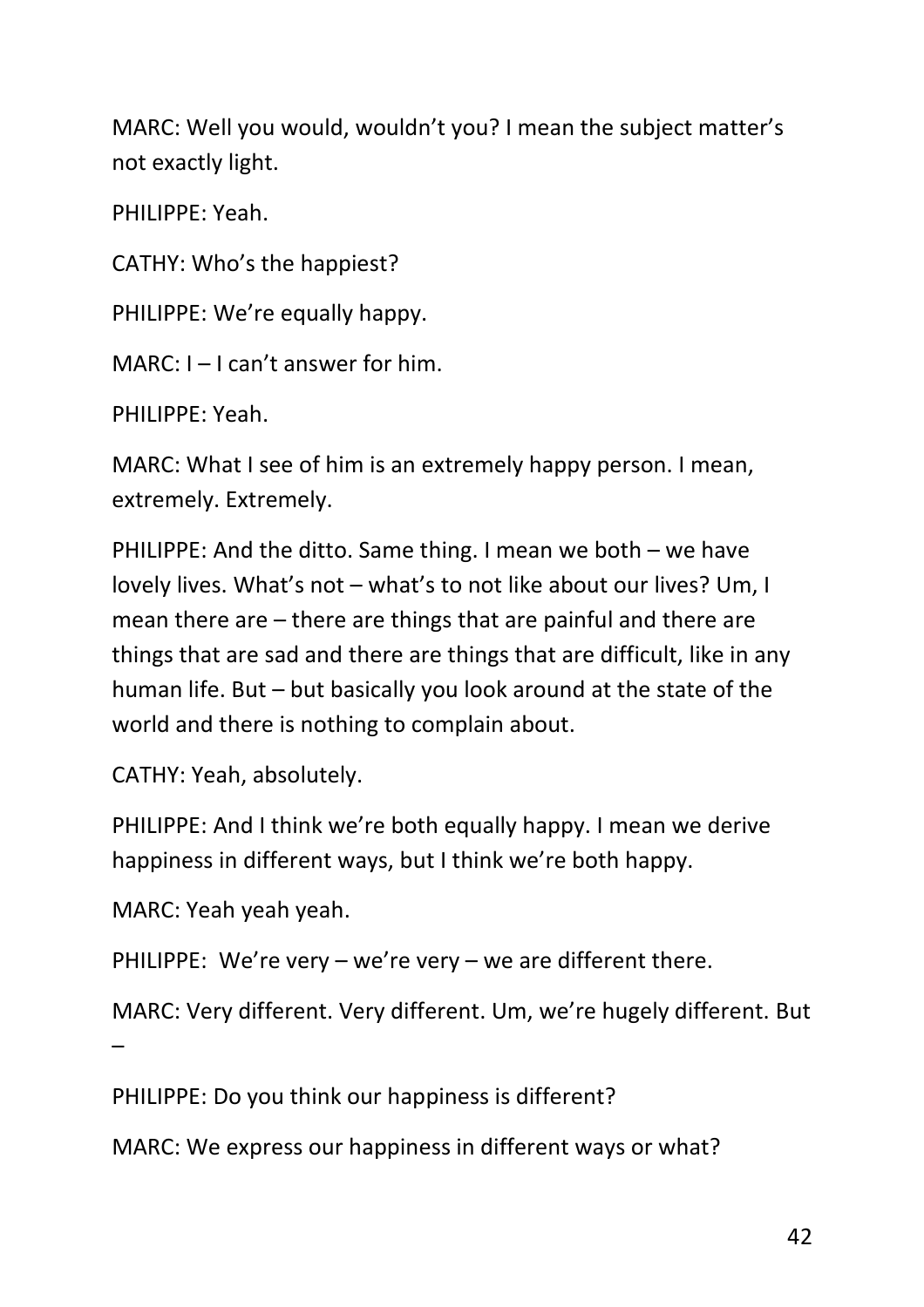MARC: Well you would, wouldn't you? I mean the subject matter's not exactly light.

PHILIPPE: Yeah.

CATHY: Who's the happiest?

PHILIPPE: We're equally happy.

MARC: I – I can't answer for him.

PHILIPPE: Yeah.

MARC: What I see of him is an extremely happy person. I mean, extremely. Extremely.

PHILIPPE: And the ditto. Same thing. I mean we both – we have lovely lives. What's not – what's to not like about our lives? Um, I mean there are – there are things that are painful and there are things that are sad and there are things that are difficult, like in any human life. But – but basically you look around at the state of the world and there is nothing to complain about.

CATHY: Yeah, absolutely.

PHILIPPE: And I think we're both equally happy. I mean we derive happiness in different ways, but I think we're both happy.

MARC: Yeah yeah yeah.

PHILIPPE: We're very – we're very – we are different there.

MARC: Very different. Very different. Um, we're hugely different. But –

PHILIPPE: Do you think our happiness is different?

MARC: We express our happiness in different ways or what?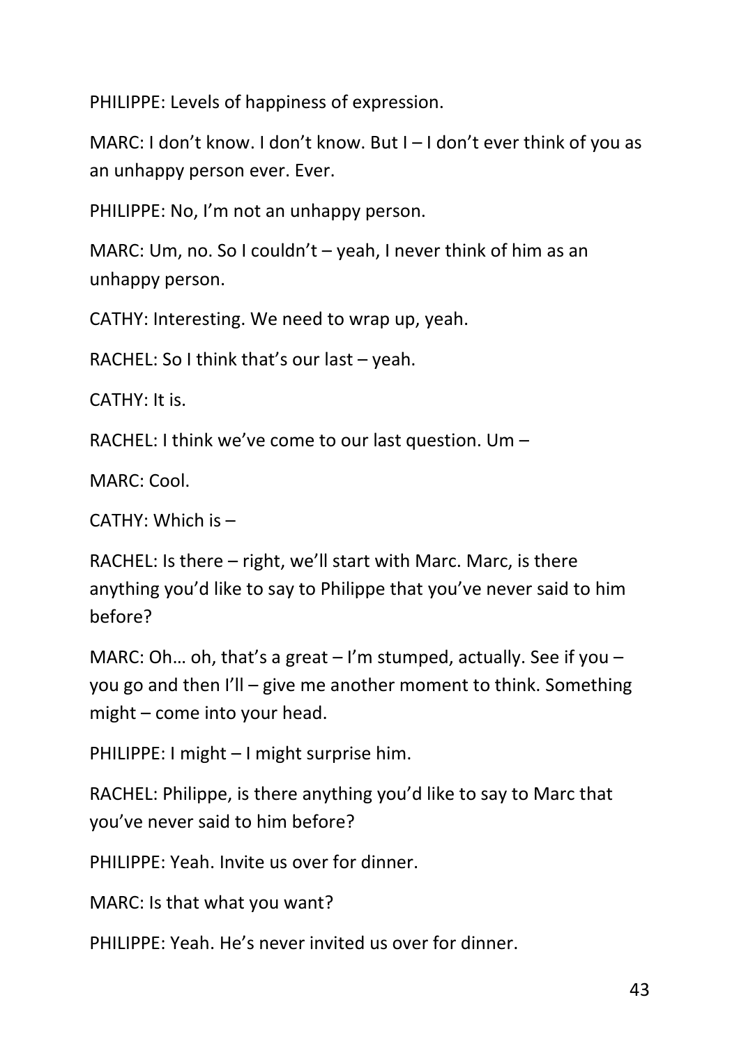PHILIPPE: Levels of happiness of expression.

MARC: I don't know. I don't know. But I – I don't ever think of you as an unhappy person ever. Ever.

PHILIPPE: No, I'm not an unhappy person.

MARC: Um, no. So I couldn't – yeah, I never think of him as an unhappy person.

CATHY: Interesting. We need to wrap up, yeah.

RACHEL: So I think that's our last – yeah.

CATHY: It is.

RACHEL: I think we've come to our last question. Um –

MARC: Cool.

CATHY: Which is –

RACHEL: Is there – right, we'll start with Marc. Marc, is there anything you'd like to say to Philippe that you've never said to him before?

MARC: Oh… oh, that's a great – I'm stumped, actually. See if you – you go and then I'll – give me another moment to think. Something might – come into your head.

PHILIPPE: I might – I might surprise him.

RACHEL: Philippe, is there anything you'd like to say to Marc that you've never said to him before?

PHILIPPE: Yeah. Invite us over for dinner.

MARC: Is that what you want?

PHILIPPE: Yeah. He's never invited us over for dinner.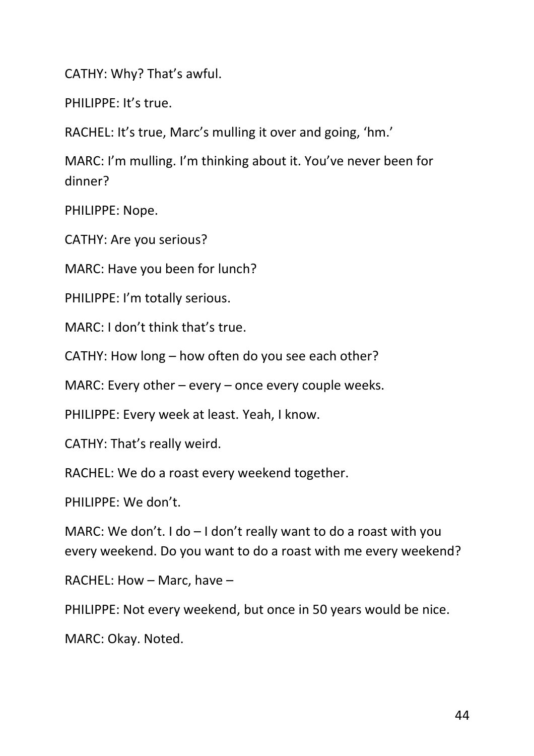CATHY: Why? That's awful.

PHILIPPE: It's true.

RACHEL: It's true, Marc's mulling it over and going, 'hm.'

MARC: I'm mulling. I'm thinking about it. You've never been for dinner?

PHILIPPE: Nope.

CATHY: Are you serious?

MARC: Have you been for lunch?

PHILIPPE: I'm totally serious.

MARC: I don't think that's true.

CATHY: How long – how often do you see each other?

MARC: Every other – every – once every couple weeks.

PHILIPPE: Every week at least. Yeah, I know.

CATHY: That's really weird.

RACHEL: We do a roast every weekend together.

PHILIPPE: We don't.

MARC: We don't. I do – I don't really want to do a roast with you every weekend. Do you want to do a roast with me every weekend?

RACHEL: How – Marc, have –

PHILIPPE: Not every weekend, but once in 50 years would be nice.

MARC: Okay. Noted.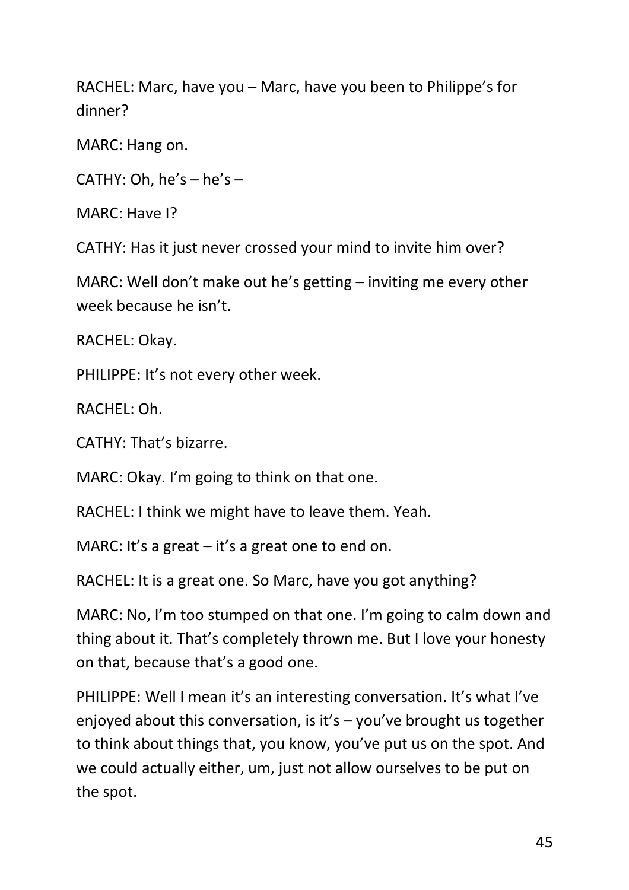RACHEL: Marc, have you – Marc, have you been to Philippe's for dinner?

MARC: Hang on.

CATHY: Oh, he's – he's –

MARC: Have I?

CATHY: Has it just never crossed your mind to invite him over?

MARC: Well don't make out he's getting – inviting me every other week because he isn't.

RACHEL: Okay.

PHILIPPE: It's not every other week.

RACHEL: Oh.

CATHY: That's bizarre.

MARC: Okay. I'm going to think on that one.

RACHEL: I think we might have to leave them. Yeah.

MARC: It's a great – it's a great one to end on.

RACHEL: It is a great one. So Marc, have you got anything?

MARC: No, I'm too stumped on that one. I'm going to calm down and thing about it. That's completely thrown me. But I love your honesty on that, because that's a good one.

PHILIPPE: Well I mean it's an interesting conversation. It's what I've enjoyed about this conversation, is it's – you've brought us together to think about things that, you know, you've put us on the spot. And we could actually either, um, just not allow ourselves to be put on the spot.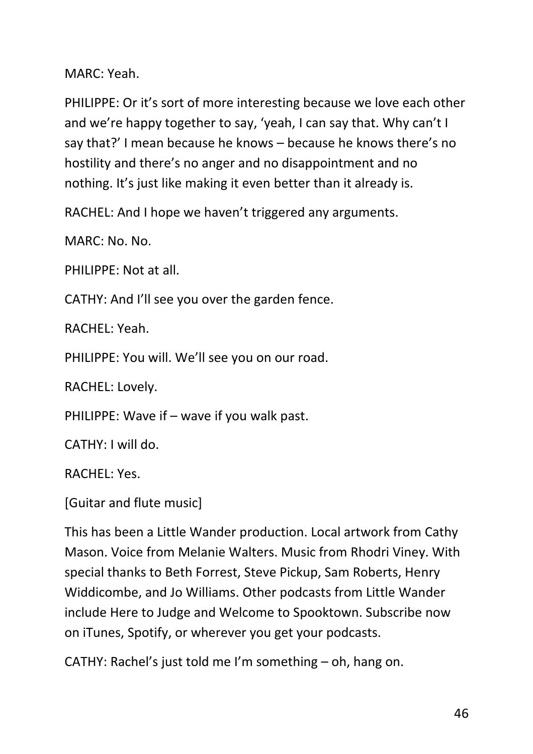MARC: Yeah.

PHILIPPE: Or it's sort of more interesting because we love each other and we're happy together to say, 'yeah, I can say that. Why can't I say that?' I mean because he knows – because he knows there's no hostility and there's no anger and no disappointment and no nothing. It's just like making it even better than it already is.

RACHEL: And I hope we haven't triggered any arguments.

MARC: No. No.

PHILIPPE: Not at all.

CATHY: And I'll see you over the garden fence.

RACHEL: Yeah.

PHILIPPE: You will. We'll see you on our road.

RACHEL: Lovely.

PHILIPPE: Wave if – wave if you walk past.

CATHY: I will do.

RACHEL: Yes.

[Guitar and flute music]

This has been a Little Wander production. Local artwork from Cathy Mason. Voice from Melanie Walters. Music from Rhodri Viney. With special thanks to Beth Forrest, Steve Pickup, Sam Roberts, Henry Widdicombe, and Jo Williams. Other podcasts from Little Wander include Here to Judge and Welcome to Spooktown. Subscribe now on iTunes, Spotify, or wherever you get your podcasts.

CATHY: Rachel's just told me I'm something – oh, hang on.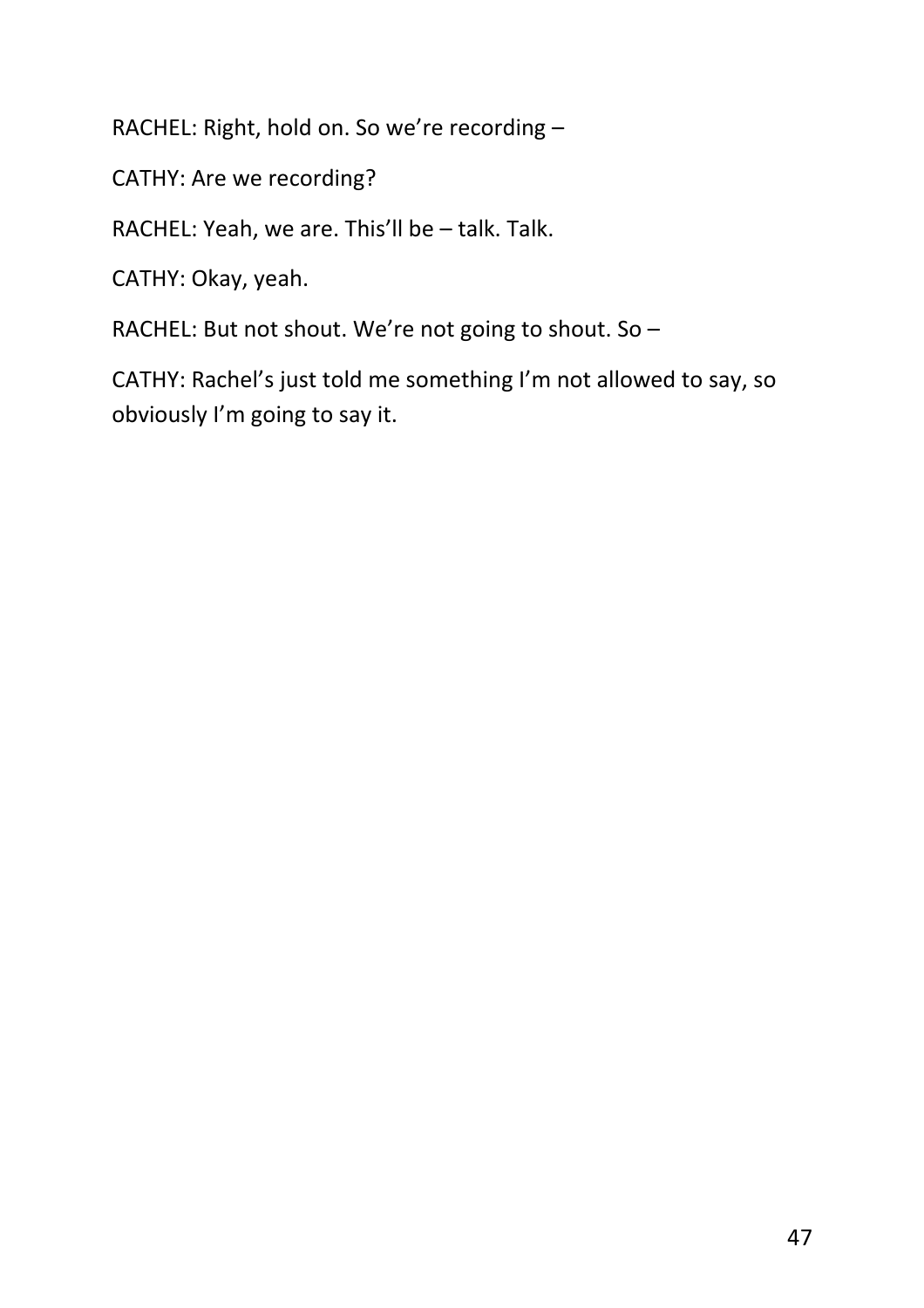RACHEL: Right, hold on. So we're recording –

CATHY: Are we recording?

RACHEL: Yeah, we are. This'll be – talk. Talk.

CATHY: Okay, yeah.

RACHEL: But not shout. We're not going to shout. So –

CATHY: Rachel's just told me something I'm not allowed to say, so obviously I'm going to say it.